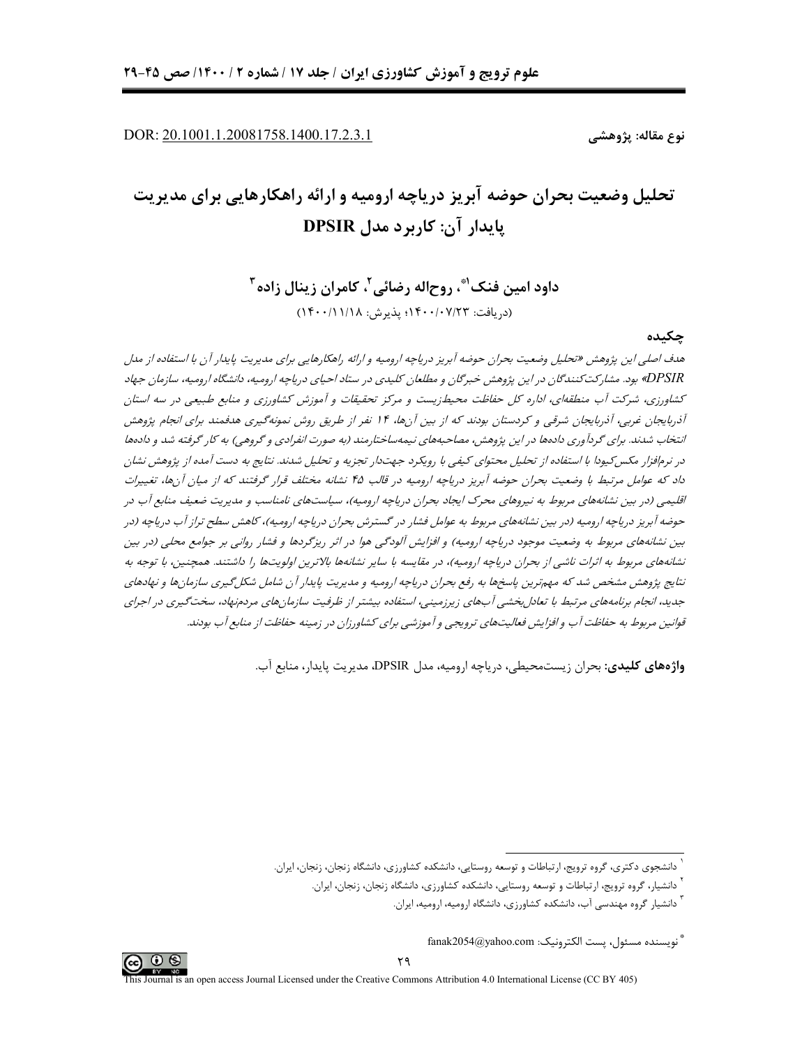DOR: 20.1001.1.20081758.1400.17.2.3.1

نوع مقاله: پژوهشی

# تحلیل وضعیت بحران حوضه آبریز دریاچه ارومیه و ارائه راهکارهایی برای مدیریت پایدار آن: کاربرد مدل DPSIR

**داود امین فنک[1*]، روح‌اله رضائی[2]، کامران زینال زاده[3]**

(دریافت: ۱۴۰۰/۰۷/۲۳؛ پذیرش: ۱۴۰۰/۱۱/۱۸)

## چکیده

*هدف اصلی این پژوهش «تحلیل وضعیت بحران حوضه آبریز دریاچه ارومیه و ارائه راهکارهایی برای مدیریت پایدار آن با استفاده از مدل DPSIR» بود. مشارکت‌کنندگان در این پژوهش خبرگان و مطلعان کلیدی در ستاد احیای دریاچه ارومیه، دانشگاه ارومیه، سازمان جهاد کشاورزی، شرکت آب منطقه‌ای، اداره کل حفاظت محیط‌زیست و مرکز تحقیقات و آموزش کشاورزی و منابع طبیعی در سه استان آذربایجان غربی، آذربایجان شرقی و کردستان بودند که از بین آن‌ها، ۱۴ نفر از طریق روش نمونه‌گیری هدفمند برای انجام پژوهش انتخاب شدند. برای گردآوری داده‌ها در این پژوهش، مصاحبه‌های نیمه‌ساختارمند (به صورت انفرادی و گروهی) به کار گرفته شد و داده‌ها در نرم‌افزار مکس‌کیودا با استفاده از تحلیل محتوای کیفی با رویکرد جهت‌دار تجزیه و تحلیل شدند. نتایج به دست آمده از پژوهش نشان داد که عوامل مرتبط با وضعیت بحران حوضه آبریز دریاچه ارومیه در قالب ۴۵ نشانه مختلف قرار گرفتند که از میان آن‌ها، تغییرات اقلیمی (در بین نشانه‌های مربوط به نیروهای محرک ایجاد بحران دریاچه ارومیه)، سیاست‌های نامناسب و مدیریت ضعیف منابع آب در حوضه آبریز دریاچه ارومیه (در بین نشانه‌های مربوط به عوامل فشار در گسترش بحران دریاچه ارومیه)، کاهش سطح تراز آب دریاچه (در بین نشانه‌های مربوط به وضعیت موجود دریاچه ارومیه) و افزایش آلودگی هوا در اثر ریزگردها و فشار روانی بر جوامع محلی (در بین نشانه‌های مربوط به اثرات ناشی از بحران دریاچه ارومیه)، در مقایسه با سایر نشانه‌ها بالاترین اولویت‌ها را داشتند. همچنین، با توجه به نتایج پژوهش مشخص شد که مهم‌ترین پاسخ‌ها به رفع بحران دریاچه ارومیه و مدیریت پایدار آن شامل شکل‌گیری سازمان‌ها و نهادهای جدید، انجام برنامه‌های مرتبط با تعادل‌بخشی آب‌های زیرزمینی، استفاده بیشتر از ظرفیت سازمان‌های مردم‌نهاد، سخت‌گیری در اجرای قوانین مربوط به حفاظت آب و افزایش فعالیت‌های ترویجی و آموزشی برای کشاورزان در زمینه حفاظت از منابع آب بودند.*

**واژه‌های کلیدی:** بحران زیست‌محیطی، دریاچه ارومیه، مدل DPSIR، مدیریت پایدار، منابع آب.

---

[1] دانشجوی دکتری، گروه ترویج، ارتباطات و توسعه روستایی، دانشکده کشاورزی، دانشگاه زنجان، زنجان، ایران.

[2] دانشیار، گروه ترویج، ارتباطات و توسعه روستایی، دانشکده کشاورزی، دانشگاه زنجان، زنجان، ایران.

[3] دانشیار گروه مهندسی آب، دانشکده کشاورزی، دانشگاه ارومیه، ارومیه، ایران.

[*] نویسنده مسئول، پست الکترونیک: fanak2054@yahoo.com

This Journal is an open access Journal Licensed under the Creative Commons Attribution 4.0 International License (CC BY 405)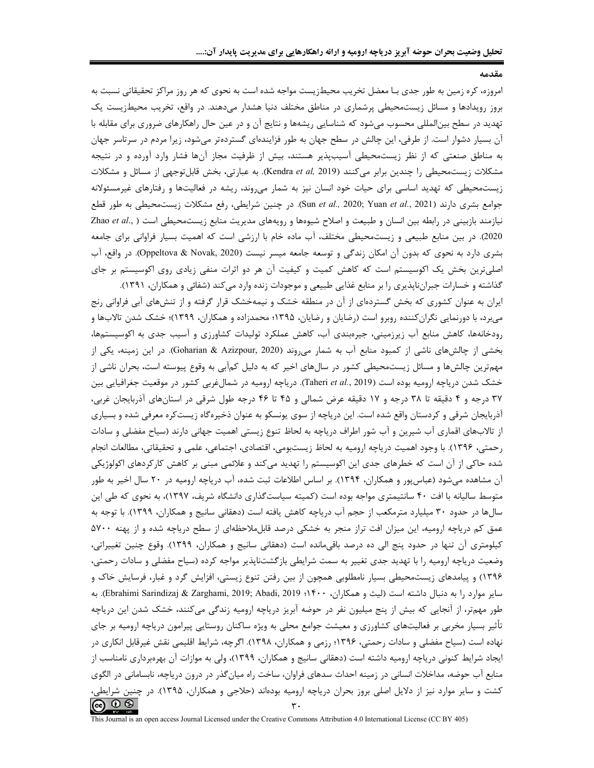## مقدمه

امروزه، کره زمین به طور جدی بـا معضل تخریب محیط‌زیست مواجه شده است به نحوی که هر روز مراکز تحقیقاتی نسبت به بروز رویدادها و مسائل زیست‌محیطی پرشماری در مناطق مختلف دنیا هشدار می‌دهند. در واقع، تخریب محیط‌زیست یک تهدید در سطح بین‌المللی محسوب می‌شود که شناسایی ریشه‌ها و نتایج آن و در عین حال راهکارهای ضروری برای مقابله با آن بسیار دشوار است. از طرفی، این چالش در سطح جهان به طور فزاینده‌ای گسترده‌تر می‌شود، زیرا مردم در سرتاسر جهان به مناطق صنعتی که از نظر زیست‌محیطی آسیب‌پذیر هستند، بیش از ظرفیت مجاز آن‌ها فشار وارد آورده و در نتیجه مشکلات زیست‌محیطی را چندین برابر می‌کنند (Kendra *et al,* 2019). به عبارتی، بخش قابل‌توجهی از مسائل و مشکلات زیست‌محیطی که تهدید اساسی برای حیات خود انسان نیز به شمار می‌روند، ریشه در فعالیت‌ها و رفتارهای غیرمسئولانه جوامع بشری دارند (Sun *et al.,* 2020; Yuan *et al*., 2021). در چنین شرایطی، رفع مشکلات زیست‌محیطی به طور قطع نیازمند بازبینی در رابطه بین انسان و طبیعت و اصلاح شیوه‌ها و رویه‌های مدیریت منابع زیست‌محیطی است (Zhao *et al*., 2020). در بین منابع طبیعی و زیست‌محیطی مختلف، آب ماده خام با ارزشی است که اهمیت بسیار فراوانی برای جامعه بشری دارد به نحوی که بدون آن امکان زندگی و توسعه جامعه میسر نیست (Oppeltova & Novak, 2020). در واقع، آب اصلی‌ترین بخش یک اکوسیستم است که کاهش کمیت و کیفیت آن هر دو اثرات منفی زیادی روی اکوسیستم بر جای گذاشته و خسارات جبران‌ناپذیری را بر منابع غذایی طبیعی و موجودات زنده وارد می‌کند (شفائی و همکاران، ۱۳۹۱).

ایران به عنوان کشوری که بخش گسترده‌ای از آن در منطقه خشک و نیمه‌خشک قرار گرفته و از تنش‌های آبی فراوانی رنج می‌برد، با دورنمایی نگران‌کننده روبرو است (رضایان و رضایان، ۱۳۹۵؛ محمدزاده و همکاران، ۱۳۹۹)؛ خشک شدن تالاب‌ها و رودخانه‌ها، کاهش منابع آب زیرزمینی، جیره‌بندی آب، کاهش عملکرد تولیدات کشاورزی و آسیب جدی به اکوسیستم‌ها، بخشی از چالش‌های ناشی از کمبود منابع آب به شمار می‌روند (Goharian & Azizpour, 2020). در این زمینه، یکی از مهم‌ترین چالش‌ها و مسائل زیست‌محیطی کشور در سال‌های اخیر که به دلیل کم‌آبی به وقوع پیوسته است، بحران ناشی از خشک شدن دریاچه ارومیه بوده است (Taheri *et al*., 2019). دریاچه ارومیه در شمال‌غربی کشور در موقعیت جغرافیایی بین ۳۷ درجه و ۴ دقیقه تا ۳۸ درجه و ۱۷ دقیقه عرض شمالی و ۴۵ تا ۴۶ درجه طول شرقی در استان‌های آذربایجان غربی، آذربایجان شرقی و کردستان واقع شده است. این دریاچه از سوی یونسکو به عنوان ذخیره‌گاه زیست‌کره معرفی شده و بسیاری از تالاب‌های اقماری آب شیرین و آب شور اطراف دریاچه به لحاظ تنوع زیستی اهمیت جهانی دارند (سیاح مفضلی و سادات رحمتی، ۱۳۹۶). با وجود اهمیت دریاچه ارومیه به لحاظ زیست‌بومی، اقتصادی، اجتماعی، علمی و تحقیقاتی، مطالعات انجام شده حاکی از آن است که خطرهای جدی این اکوسیستم را تهدید می‌کند و علائمی مبنی بر کاهش کارکردهای اکولوژیکی آن مشاهده می‌شود (عباس‌پور و همکاران، ۱۳۹۴). بر اساس اطلاعات ثبت شده، آب دریاچه ارومیه در ۲۰ سال اخیر به طور متوسط سالیانه با افت ۴۰ سانتیمتری مواجه بوده است (کمیته سیاست‌گذاری دانشگاه شریف، ۱۳۹۷)، به نحوی که طی این سال‌ها در حدود ۳۰ میلیارد مترمکعب از حجم آب دریاچه کاهش یافته است (دهقانی سانیج و همکاران، ۱۳۹۹). با توجه به عمق کم دریاچه ارومیه، این میزان افت تراز منجر به خشکی درصد قابل‌ملاحظه‌ای از سطح دریاچه شده و از پهنه ۵۷۰۰ کیلومتری آن تنها در حدود پنج الی ده درصد باقی‌مانده است (دهقانی سانیج و همکاران، ۱۳۹۹). وقوع چنین تغییراتی، وضعیت دریاچه ارومیه را با تهدید جدی تغییر به سمت شرایطی بازگشت‌ناپذیر مواجه کرده (سیاح مفضلی و سادات رحمتی، ۱۳۹۶) و پیامدهای زیست‌محیطی بسیار نامطلوبی همچون از بین رفتن تنوع زیستی، افزایش گرد و غبار، فرسایش خاک و سایر موارد را به دنبال داشته است (لیث و همکاران، ۱۴۰۰؛ Ebrahimi Sarindizaj & Zarghami, 2019; Abadi, 2019). به طور مهم‌تر، از آنجایی که بیش از پنج میلیون نفر در حوضه آبریز دریاچه ارومیه زندگی می‌کنند، خشک شدن این دریاچه تأثیر بسیار مخربی بر فعالیت‌های کشاورزی و معیشت جوامع محلی به ویژه ساکنان روستایی پیرامون دریاچه ارومیه بر جای نهاده است (سیاح مفضلی و سادات رحمتی، ۱۳۹۶؛ رزمی و همکاران، ۱۳۹۸). اگرچه، شرایط اقلیمی نقش غیرقابل انکاری در ایجاد شرایط کنونی دریاچه ارومیه داشته است (دهقانی سانیج و همکاران، ۱۳۹۹)، ولی به موازات آن بهره‌برداری نامناسب از منابع آب حوضه، مداخلات انسانی در زمینه احداث سدهای فراوان، ساخت راه میان‌گذر در درون دریاچه، نابسامانی در الگوی کشت و سایر موارد نیز از دلایل اصلی بروز بحران دریاچه ارومیه بوده‌اند (حلاجی و همکاران، ۱۳۹۵). در چنین شرایطی،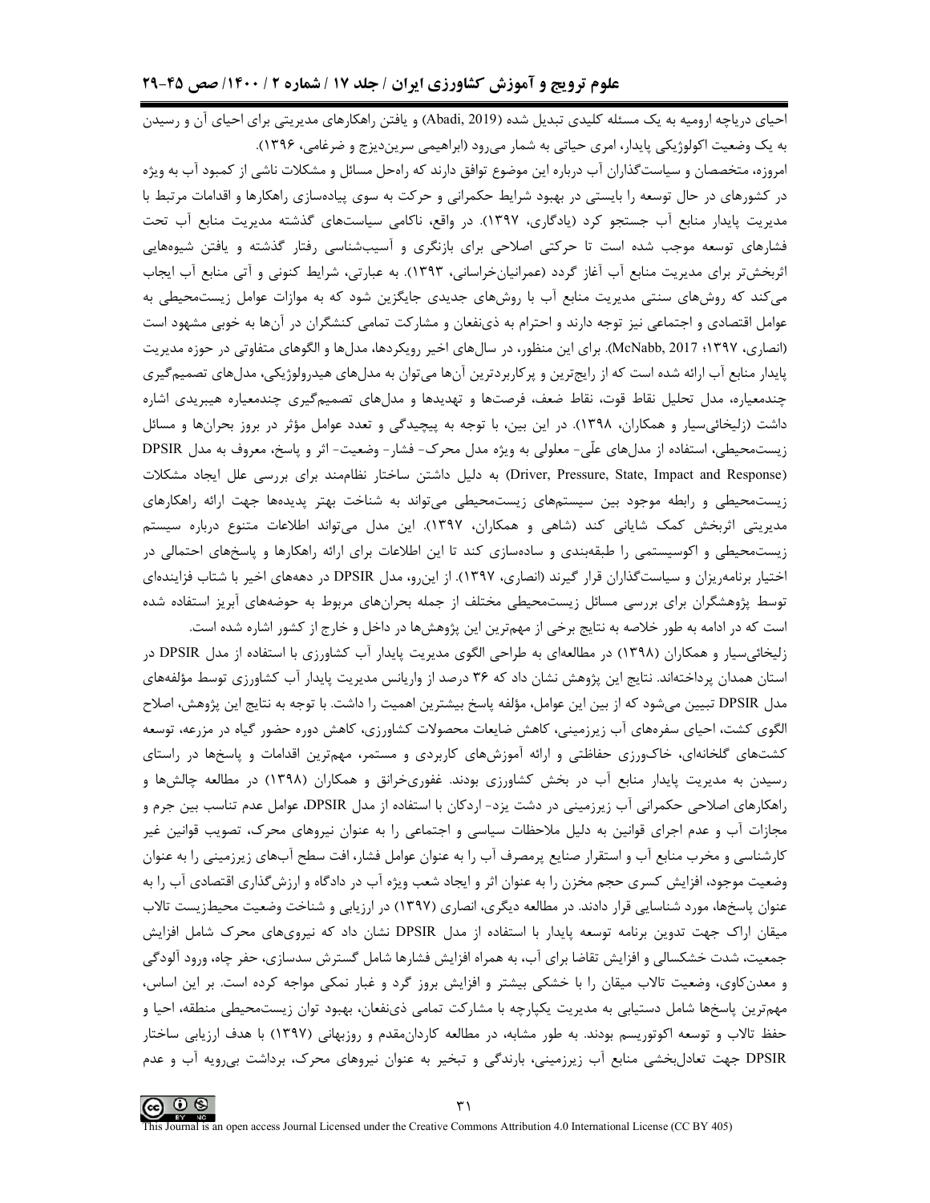احیای دریاچه ارومیه به یک مسئله کلیدی تبدیل شده (Abadi, 2019) و یافتن راهکارهای مدیریتی برای احیای آن و رسیدن به یک وضعیت اکولوژیکی پایدار، امری حیاتی به شمار می‌رود (ابراهیمی سرین‌دیزج و ضرغامی، ۱۳۹۶).

امروزه، متخصصان و سیاست‌گذاران آب درباره این موضوع توافق دارند که راه‌حل مسائل و مشکلات ناشی از کمبود آب به ویژه در کشورهای در حال توسعه را بایستی در بهبود شرایط حکمرانی و حرکت به سوی پیاده‌سازی راهکارها و اقدامات مرتبط با مدیریت پایدار منابع آب جستجو کرد (یادگاری، ۱۳۹۷). در واقع، ناکامی سیاست‌های گذشته مدیریت منابع آب تحت فشارهای توسعه موجب شده است تا حرکتی اصلاحی برای بازنگری و آسیب‌شناسی رفتار گذشته و یافتن شیوه‌هایی اثربخش‌تر برای مدیریت منابع آب آغاز گردد (عمرانیان‌خراسانی، ۱۳۹۳). به عبارتی، شرایط کنونی و آتی منابع آب ایجاب می‌کند که روش‌های سنتی مدیریت منابع آب با روش‌های جدیدی جایگزین شود که به موازات عوامل زیست‌محیطی به عوامل اقتصادی و اجتماعی نیز توجه دارند و احترام به ذی‌نفعان و مشارکت تمامی کنشگران در آن‌ها به خوبی مشهود است (انصاری، ۱۳۹۷؛ McNabb, 2017). برای این منظور، در سال‌های اخیر رویکردها، مدل‌ها و الگوهای متفاوتی در حوزه مدیریت پایدار منابع آب ارائه شده است که از رایج‌ترین و پرکاربردترین آن‌ها می‌توان به مدل‌های هیدرولوژیکی، مدل‌های تصمیم‌گیری چندمعیاره، مدل تحلیل نقاط قوت، نقاط ضعف، فرصت‌ها و تهدیدها و مدل‌های تصمیم‌گیری چندمعیاره هیبریدی اشاره داشت (زلیخائی‌سیار و همکاران، ۱۳۹۸). در این بین، با توجه به پیچیدگی و تعدد عوامل مؤثر در بروز بحران‌ها و مسائل زیست‌محیطی، استفاده از مدل‌های علّی- معلولی به ویژه مدل محرک- فشار- وضعیت- اثر و پاسخ، معروف به مدل DPSIR (Driver, Pressure, State, Impact and Response) به دلیل داشتن ساختار نظام‌مند برای بررسی علل ایجاد مشکلات زیست‌محیطی و رابطه موجود بین سیستم‌های زیست‌محیطی می‌تواند به شناخت بهتر پدیده‌ها جهت ارائه راهکارهای مدیریتی اثربخش کمک شایانی کند (شاهی و همکاران، ۱۳۹۷). این مدل می‌تواند اطلاعات متنوع درباره سیستم زیست‌محیطی و اکوسیستمی را طبقه‌بندی و ساده‌سازی کند تا این اطلاعات برای ارائه راهکارها و پاسخ‌های احتمالی در اختیار برنامه‌ریزان و سیاست‌گذاران قرار گیرند (انصاری، ۱۳۹۷). از این‌رو، مدل DPSIR در دهه‌های اخیر با شتاب فزاینده‌ای توسط پژوهشگران برای بررسی مسائل زیست‌محیطی مختلف از جمله بحران‌های مربوط به حوضه‌های آبریز استفاده شده است که در ادامه به طور خلاصه به نتایج برخی از مهم‌ترین این پژوهش‌ها در داخل و خارج از کشور اشاره شده است.

زلیخائی‌سیار و همکاران (۱۳۹۸) در مطالعه‌ای به طراحی الگوی مدیریت پایدار آب کشاورزی با استفاده از مدل DPSIR در استان همدان پرداخته‌اند. نتایج این پژوهش نشان داد که ۳۶ درصد از واریانس مدیریت پایدار آب کشاورزی توسط مؤلفه‌های مدل DPSIR تبیین می‌شود که از بین این عوامل، مؤلفه پاسخ بیشترین اهمیت را داشت. با توجه به نتایج این پژوهش، اصلاح الگوی کشت، احیای سفره‌های آب زیرزمینی، کاهش ضایعات محصولات کشاورزی، کاهش دوره حضور گیاه در مزرعه، توسعه کشت‌های گلخانه‌ای، خاک‌ورزی حفاظتی و ارائه آموزش‌های کاربردی و مستمر، مهم‌ترین اقدامات و پاسخ‌ها در راستای رسیدن به مدیریت پایدار منابع آب در بخش کشاورزی بودند. غفوری‌خرانق و همکاران (۱۳۹۸) در مطالعه چالش‌ها و راهکارهای اصلاحی حکمرانی آب زیرزمینی در دشت یزد- اردکان با استفاده از مدل DPSIR، عوامل عدم تناسب بین جرم و مجازات آب و عدم اجرای قوانین به دلیل ملاحظات سیاسی و اجتماعی را به عنوان نیروهای محرک، تصویب قوانین غیر کارشناسی و مخرب منابع آب و استقرار صنایع پرمصرف آب را به عنوان عوامل فشار، افت سطح آب‌های زیرزمینی را به عنوان وضعیت موجود، افزایش کسری حجم مخزن را به عنوان اثر و ایجاد شعب ویژه آب در دادگاه و ارزش‌گذاری اقتصادی آب را به عنوان پاسخ‌ها، مورد شناسایی قرار دادند. در مطالعه دیگری، انصاری (۱۳۹۷) در ارزیابی و شناخت وضعیت محیط‌زیست تالاب میقان اراک جهت تدوین برنامه توسعه پایدار با استفاده از مدل DPSIR نشان داد که نیروی‌های محرک شامل افزایش جمعیت، شدت خشکسالی و افزایش تقاضا برای آب، به همراه افزایش فشارها شامل گسترش سدسازی، حفر چاه، ورود آلودگی و معدن‌کاوی، وضعیت تالاب میقان را با خشکی بیشتر و افزایش بروز گرد و غبار نمکی مواجه کرده است. بر این اساس، مهم‌ترین پاسخ‌ها شامل دستیابی به مدیریت یکپارچه با مشارکت تمامی ذی‌نفعان، بهبود توان زیست‌محیطی منطقه، احیا و حفظ تالاب و توسعه اکوتوریسم بودند. به طور مشابه، در مطالعه کاردان‌مقدم و روزبهانی (۱۳۹۷) با هدف ارزیابی ساختار DPSIR جهت تعادل‌بخشی منابع آب زیرزمینی، بارندگی و تبخیر به عنوان نیروهای محرک، برداشت بی‌رویه آب و عدم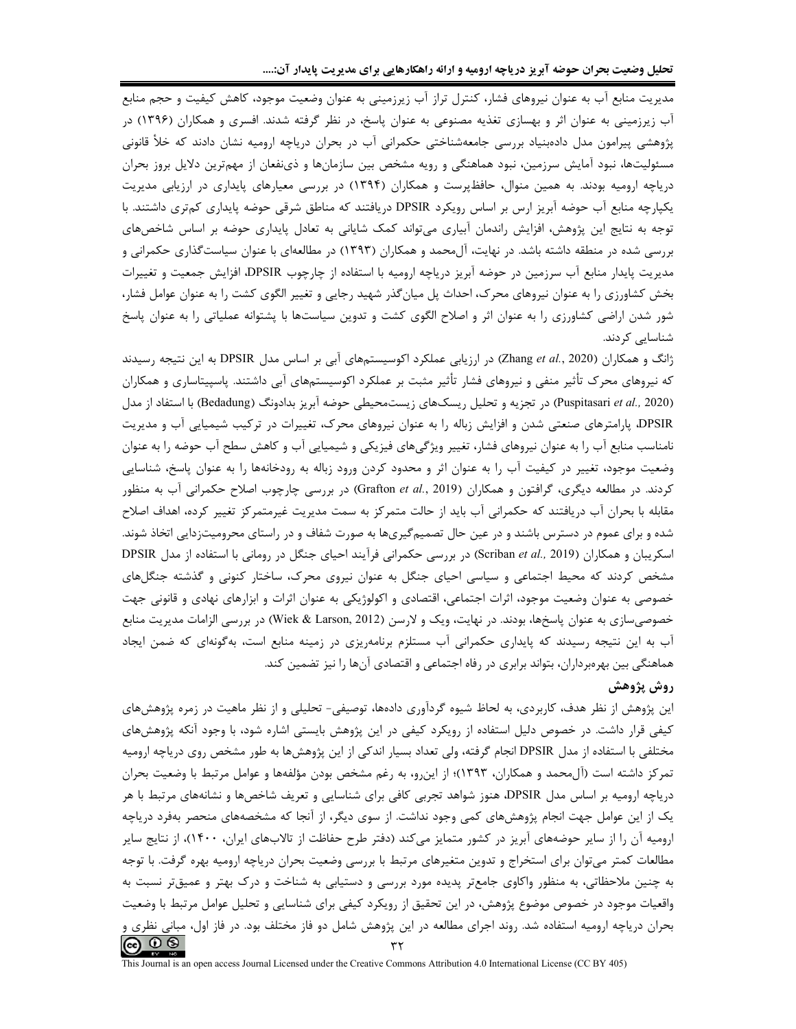مدیریت منابع آب به عنوان نیروهای فشار، کنترل تراز آب زیرزمینی به عنوان وضعیت موجود، کاهش کیفیت و حجم منابع آب زیرزمینی به عنوان اثر و بهسازی تغذیه مصنوعی به عنوان پاسخ، در نظر گرفته شدند. افسری و همکاران (۱۳۹۶) در پژوهشی پیرامون مدل داده‌بنیاد بررسی جامعه‌شناختی حکمرانی آب در بحران دریاچه ارومیه نشان دادند که خلأ قانونی مسئولیت‌ها، نبود آمایش سرزمین، نبود هماهنگی و رویه مشخص بین سازمان‌ها و ذی‌نفعان از مهم‌ترین دلایل بروز بحران دریاچه ارومیه بودند. به همین منوال، حافظ‌پرست و همکاران (۱۳۹۴) در بررسی معیارهای پایداری در ارزیابی مدیریت یکپارچه منابع آب حوضه آبریز ارس بر اساس رویکرد DPSIR دریافتند که مناطق شرقی حوضه پایداری کم‌تری داشتند. با توجه به نتایج این پژوهش، افزایش راندمان آبیاری می‌تواند کمک شایانی به تعادل پایداری حوضه بر اساس شاخص‌های بررسی شده در منطقه داشته باشد. در نهایت، آل‌محمد و همکاران (۱۳۹۳) در مطالعه‌ای با عنوان سیاست‌گذاری حکمرانی و مدیریت پایدار منابع آب سرزمین در حوضه آبریز دریاچه ارومیه با استفاده از چارچوب DPSIR، افزایش جمعیت و تغییرات بخش کشاورزی را به عنوان نیروهای محرک، احداث پل میان‌گذر شهید رجایی و تغییر الگوی کشت را به عنوان عوامل فشار، شور شدن اراضی کشاورزی را به عنوان اثر و اصلاح الگوی کشت و تدوین سیاست‌ها با پشتوانه عملیاتی را به عنوان پاسخ شناسایی کردند.

ژانگ و همکاران (Zhang *et al.*, 2020) در ارزیابی عملکرد اکوسیستم‌های آبی بر اساس مدل DPSIR به این نتیجه رسیدند که نیروهای محرک تأثیر منفی و نیروهای فشار تأثیر مثبت بر عملکرد اکوسیستم‌های آبی داشتند. پاسپیتاساری و همکاران (Puspitasari *et al.*, 2020) در تجزیه و تحلیل ریسک‌های زیست‌محیطی حوضه آبریز بدادونگ (Bedadung) با استفاده از مدل DPSIR، پارامترهای صنعتی شدن و افزایش زباله را به عنوان نیروهای محرک، تغییرات در ترکیب شیمیایی آب و مدیریت نامناسب منابع آب را به عنوان نیروهای فشار، تغییر ویژگی‌های فیزیکی و شیمیایی آب و کاهش سطح آب حوضه را به عنوان وضعیت موجود، تغییر در کیفیت آب را به عنوان اثر و محدود کردن ورود زباله به رودخانه‌ها را به عنوان پاسخ، شناسایی کردند. در مطالعه دیگری، گرافتون و همکاران (Grafton *et al.*, 2019) در بررسی چارچوب اصلاح حکمرانی آب به منظور مقابله با بحران آب دریافتند که حکمرانی آب باید از حالت متمرکز به سمت مدیریت غیرمتمرکز تغییر کرده، اهداف اصلاح شده و برای عموم در دسترس باشند و در عین حال تصمیم‌گیری‌ها به صورت شفاف و در راستای محرومیت‌زدایی اتخاذ شوند. اسکریبان و همکاران (Scriban *et al.*, 2019) در بررسی حکمرانی فرآیند احیای جنگل در رومانی با استفاده از مدل DPSIR مشخص کردند که محیط اجتماعی و سیاسی احیای جنگل به عنوان نیروی محرک، ساختار کنونی و گذشته جنگل‌های خصوصی به عنوان وضعیت موجود، اثرات اجتماعی، اقتصادی و اکولوژیکی به عنوان اثرات و ابزارهای نهادی و قانونی جهت خصوصی‌سازی به عنوان پاسخ‌ها، بودند. در نهایت، ویک و لارسن (Wiek & Larson, 2012) در بررسی الزامات مدیریت منابع آب به این نتیجه رسیدند که پایداری حکمرانی آب مستلزم برنامه‌ریزی در زمینه منابع است، به‌گونه‌ای که ضمن ایجاد هماهنگی بین بهره‌برداران، بتواند برابری در رفاه اجتماعی و اقتصادی آن‌ها را نیز تضمین کند.

## روش پژوهش

این پژوهش از نظر هدف، کاربردی، به لحاظ شیوه گردآوری داده‌ها، توصیفی- تحلیلی و از نظر ماهیت در زمره پژوهش‌های کیفی قرار داشت. در خصوص دلیل استفاده از رویکرد کیفی در این پژوهش بایستی اشاره شود، با وجود آنکه پژوهش‌های مختلفی با استفاده از مدل DPSIR انجام گرفته، ولی تعداد بسیار اندکی از این پژوهش‌ها به طور مشخص روی دریاچه ارومیه تمرکز داشته است (آل‌محمد و همکاران، ۱۳۹۳)؛ از این‌رو، به رغم مشخص بودن مؤلفه‌ها و عوامل مرتبط با وضعیت بحران دریاچه ارومیه بر اساس مدل DPSIR، هنوز شواهد تجربی کافی برای شناسایی و تعریف شاخص‌ها و نشانه‌های مرتبط با هر یک از این عوامل جهت انجام پژوهش‌های کمی وجود نداشت. از سوی دیگر، از آنجا که مشخصه‌های منحصر به‌فرد دریاچه ارومیه آن را از سایر حوضه‌های آبریز در کشور متمایز می‌کند (دفتر طرح حفاظت از تالاب‌های ایران، ۱۴۰۰)، از نتایج سایر مطالعات کمتر می‌توان برای استخراج و تدوین متغیرهای مرتبط با بررسی وضعیت بحران دریاچه ارومیه بهره گرفت. با توجه به چنین ملاحظاتی، به منظور واکاوی جامع‌تر پدیده مورد بررسی و دستیابی به شناخت و درک بهتر و عمیق‌تر نسبت به واقعیات موجود در خصوص موضوع پژوهش، در این تحقیق از رویکرد کیفی برای شناسایی و تحلیل عوامل مرتبط با وضعیت بحران دریاچه ارومیه استفاده شد. روند اجرای مطالعه در این پژوهش شامل دو فاز مختلف بود. در فاز اول، مبانی نظری و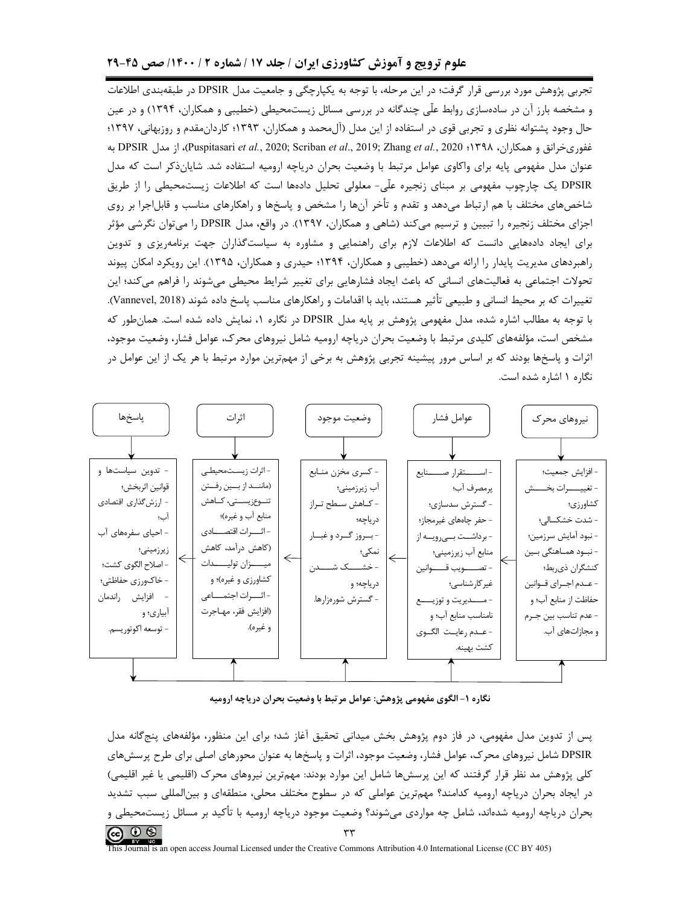تجربی پژوهش مورد بررسی قرار گرفت؛ در این مرحله، با توجه به یکپارچگی و جامعیت مدل DPSIR در طبقه‌بندی اطلاعات و مشخصه بارز آن در ساده‌سازی روابط علّی چندگانه در بررسی مسائل زیست‌محیطی (خطیبی و همکاران، ۱۳۹۴) و در عین حال وجود پشتوانه نظری و تجربی قوی در استفاده از این مدل (آل‌محمد و همکاران، ۱۳۹۳؛ کاردان‌مقدم و روزبهانی، ۱۳۹۷؛ غفوری‌خرانق و همکاران، ۱۳۹۸؛ Puspitasari *et al.*, 2020; Scriban *et al*., 2019; Zhang *et al.*, 2020)، از مدل DPSIR به عنوان مدل مفهومی پایه برای واکاوی عوامل مرتبط با وضعیت بحران دریاچه ارومیه استفاده شد. شایان‌ذکر است که مدل DPSIR یک چارچوب مفهومی بر مبنای زنجیره علّی- معلولی تحلیل داده‌ها است که اطلاعات زیست‌محیطی را از طریق شاخص‌های مختلف با هم ارتباط می‌دهد و تقدم و تأخر آن‌ها را مشخص و پاسخ‌ها و راهکارهای مناسب و قابل‌اجرا بر روی اجزای مختلف زنجیره را تبیین و ترسیم می‌کند (شاهی و همکاران، ۱۳۹۷). در واقع، مدل DPSIR را می‌توان نگرشی مؤثر برای ایجاد داده‌هایی دانست که اطلاعات لازم برای راهنمایی و مشاوره به سیاست‌گذاران جهت برنامه‌ریزی و تدوین راهبردهای مدیریت پایدار را ارائه می‌دهد (خطیبی و همکاران، ۱۳۹۴؛ حیدری و همکاران، ۱۳۹۵). این رویکرد امکان پیوند تحولات اجتماعی به فعالیت‌های انسانی که باعث ایجاد فشارهایی برای تغییر شرایط محیطی می‌شوند را فراهم می‌کند؛ این تغییرات که بر محیط انسانی و طبیعی تأثیر هستند، باید با اقدامات و راهکارهای مناسب پاسخ داده شوند (Vannevel, 2018). با توجه به مطالب اشاره شده، مدل مفهومی پژوهش بر پایه مدل DPSIR در نگاره ۱، نمایش داده شده است. همان‌طور که مشخص است، مؤلفه‌های کلیدی مرتبط با وضعیت بحران دریاچه ارومیه شامل نیروهای محرک، عوامل فشار، وضعیت موجود، اثرات و پاسخ‌ها بودند که بر اساس مرور پیشینه تجربی پژوهش به برخی از مهم‌ترین موارد مرتبط با هر یک از این عوامل در نگاره ۱ اشاره شده است.

| نیروهای محرک | عوامل فشار | وضعیت موجود | اثرات | پاسخ‌ها |
| --- | --- | --- | --- | --- |
| - افزایش جمعیت؛ - تغییرات بخش کشاورزی؛ - شدت خشکسالی؛ - نبود آمایش سرزمین؛ - نبود هماهنگی بین کنشگران ذی‌ربط؛ - عدم اجرای قوانین حفاظت از منابع آب؛ و - عدم تناسب بین جرم و مجازات‌های آب. | - استقرار صنایع پرمصرف آب؛ - گسترش سدسازی؛ - حفر چاه‌های غیرمجاز؛ - برداشت بی‌رویه از منابع آب زیرزمینی؛ - تصویب قوانین غیرکارشناسی؛ - مدیریت و توزیع نامناسب منابع آب؛ و - عدم رعایت الگوی کشت بهینه. | - کسری مخزن منابع آب زیرزمینی؛ - کاهش سطح تراز دریاچه؛ - بروز گرد و غبار نمکی؛ - خشک شدن دریاچه؛ و - گسترش شوره‌زارها. | - اثرات زیست‌محیطی (مانند از بین رفتن تنوع‌زیستی، کاهش منابع آب و غیره)؛ - اثرات اقتصادی (کاهش درآمد، کاهش میزان تولیدات کشاورزی و غیره)؛ و - اثرات اجتماعی (افزایش فقر، مهاجرت و غیره). | - تدوین سیاست‌ها و قوانین اثربخش؛ - ارزش‌گذاری اقتصادی آب؛ - احیای سفره‌های آب زیرزمینی؛ - اصلاح الگوی کشت؛ - خاک‌ورزی حفاظتی؛ - افزایش راندمان آبیاری؛ و - توسعه اکوتوریسم. |

**نگاره ۱- الگوی مفهومی پژوهش: عوامل مرتبط با وضعیت بحران دریاچه ارومیه**

پس از تدوین مدل مفهومی، در فاز دوم پژوهش بخش میدانی تحقیق آغاز شد؛ برای این منظور، مؤلفه‌های پنج‌گانه مدل DPSIR شامل نیروهای محرک، عوامل فشار، وضعیت موجود، اثرات و پاسخ‌ها به عنوان محورهای اصلی برای طرح پرسش‌های کلی پژوهش مد نظر قرار گرفتند که این پرسش‌ها شامل این موارد بودند: مهم‌ترین نیروهای محرک (اقلیمی یا غیر اقلیمی) در ایجاد بحران دریاچه ارومیه کدامند؟ مهم‌ترین عواملی که در سطوح مختلف محلی، منطقه‌ای و بین‌المللی سبب تشدید بحران دریاچه ارومیه شده‌اند، شامل چه مواردی می‌شوند؟ وضعیت موجود دریاچه ارومیه با تأکید بر مسائل زیست‌محیطی و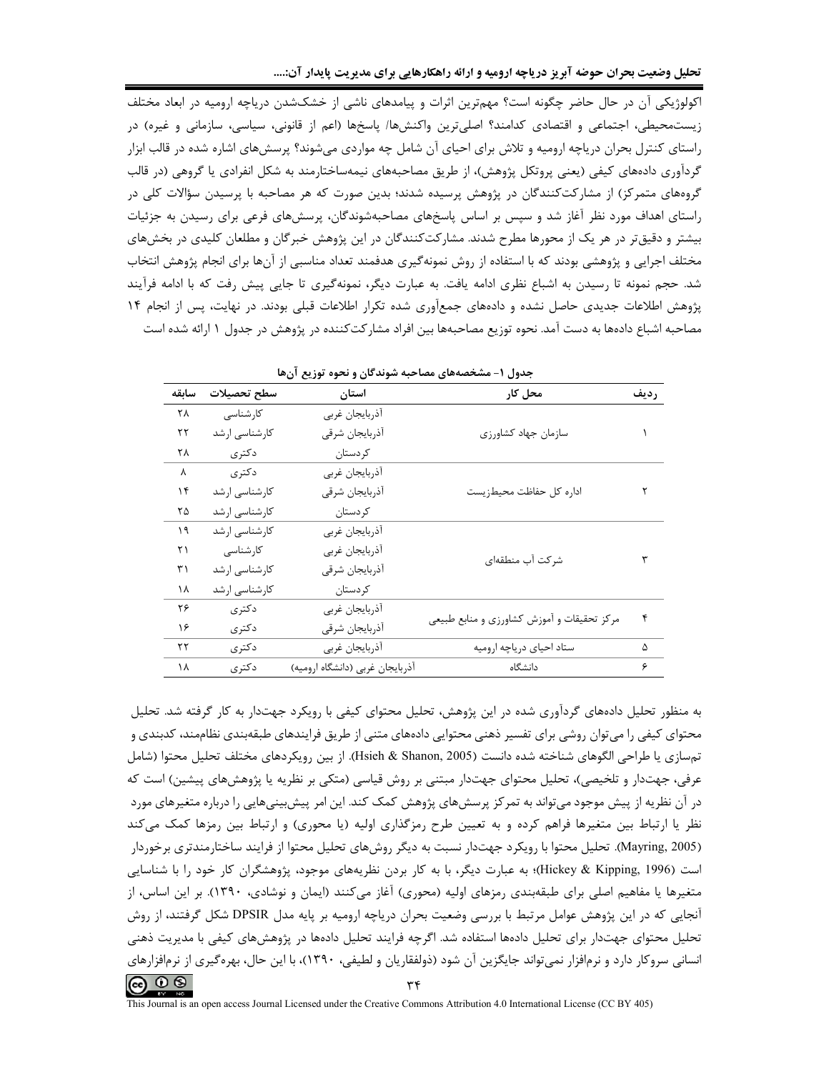اکولوژیکی آن در حال حاضر چگونه است؟ مهم‌ترین اثرات و پیامدهای ناشی از خشک‌شدن دریاچه ارومیه در ابعاد مختلف زیست‌محیطی، اجتماعی و اقتصادی کدامند؟ اصلی‌ترین واکنش‌ها/ پاسخ‌ها (اعم از قانونی، سیاسی، سازمانی و غیره) در راستای کنترل بحران دریاچه ارومیه و تلاش برای احیای آن شامل چه مواردی می‌شوند؟ پرسش‌های اشاره شده در قالب ابزار گردآوری داده‌های کیفی (یعنی پروتکل پژوهش)، از طریق مصاحبه‌های نیمه‌ساختارمند به شکل انفرادی یا گروهی (در قالب گروه‌های متمرکز) از مشارکت‌کنندگان در پژوهش پرسیده شدند؛ بدین صورت که هر مصاحبه با پرسیدن سؤالات کلی در راستای اهداف مورد نظر آغاز شد و سپس بر اساس پاسخ‌های مصاحبه‌شوندگان، پرسش‌های فرعی برای رسیدن به جزئیات بیشتر و دقیق‌تر در هر یک از محورها مطرح شدند. مشارکت‌کنندگان در این پژوهش خبرگان و مطلعان کلیدی در بخش‌های مختلف اجرایی و پژوهشی بودند که با استفاده از روش نمونه‌گیری هدفمند تعداد مناسبی از آن‌ها برای انجام پژوهش انتخاب شد. حجم نمونه تا رسیدن به اشباع نظری ادامه یافت. به عبارت دیگر، نمونه‌گیری تا جایی پیش رفت که با ادامه فرآیند پژوهش اطلاعات جدیدی حاصل نشده و داده‌های جمع‌آوری شده تکرار اطلاعات قبلی بودند. در نهایت، پس از انجام ۱۴ مصاحبه اشباع داده‌ها به دست آمد. نحوه توزیع مصاحبه‌ها بین افراد مشارکت‌کننده در پژوهش در جدول ۱ ارائه شده است

**جدول ۱- مشخصه‌های مصاحبه شوندگان و نحوه توزیع آن‌ها**

| ردیف | محل کار | استان | سطح تحصیلات | سابقه |
|---|---|---|---|---|
| ۱ | سازمان جهاد کشاورزی | آذربایجان غربی | کارشناسی | ۲۸ |
| | | آذربایجان شرقی | کارشناسی ارشد | ۲۲ |
| | | کردستان | دکتری | ۲۸ |
| ۲ | اداره کل حفاظت محیط‌زیست | آذربایجان غربی | دکتری | ۸ |
| | | آذربایجان شرقی | کارشناسی ارشد | ۱۴ |
| | | کردستان | کارشناسی ارشد | ۲۵ |
| ۳ | شرکت آب منطقه‌ای | آذربایجان غربی | کارشناسی ارشد | ۱۹ |
| | | آذربایجان غربی | کارشناسی | ۲۱ |
| | | آذربایجان شرقی | کارشناسی ارشد | ۳۱ |
| | | کردستان | کارشناسی ارشد | ۱۸ |
| ۴ | مرکز تحقیقات و آموزش کشاورزی و منابع طبیعی | آذربایجان غربی | دکتری | ۲۶ |
| | | آذربایجان شرقی | دکتری | ۱۶ |
| ۵ | ستاد احیای دریاچه ارومیه | آذربایجان غربی | دکتری | ۲۲ |
| ۶ | دانشگاه | آذربایجان غربی (دانشگاه ارومیه) | دکتری | ۱۸ |

به منظور تحلیل داده‌های گردآوری شده در این پژوهش، تحلیل محتوای کیفی با رویکرد جهت‌دار به کار گرفته شد. تحلیل محتوای کیفی را می‌توان روشی برای تفسیر ذهنی محتوایی داده‌های متنی از طریق فرایندهای طبقه‌بندی نظام‌مند، کدبندی و تم‌سازی یا طراحی الگوهای شناخته شده دانست (Hsieh & Shanon, 2005). از بین رویکردهای مختلف تحلیل محتوا (شامل عرفی، جهت‌دار و تلخیصی)، تحلیل محتوای جهت‌دار مبتنی بر روش قیاسی (متکی بر نظریه یا پژوهش‌های پیشین) است که در آن نظریه از پیش موجود می‌تواند به تمرکز پرسش‌های پژوهش کمک کند. این امر پیش‌بینی‌هایی را درباره متغیرهای مورد نظر یا ارتباط بین متغیرها فراهم کرده و به تعیین طرح رمزگذاری اولیه (یا محوری) و ارتباط بین رمزها کمک می‌کند (Mayring, 2005). تحلیل محتوا با رویکرد جهت‌دار نسبت به دیگر روش‌های تحلیل محتوا از فرایند ساختارمندتری برخوردار است (Hickey & Kipping, 1996)؛ به عبارت دیگر، با به کار بردن نظریه‌های موجود، پژوهشگران کار خود را با شناسایی متغیرها یا مفاهیم اصلی برای طبقه‌بندی رمزهای اولیه (محوری) آغاز می‌کنند (ایمان و نوشادی، ۱۳۹۰). بر این اساس، از آنجایی که در این پژوهش عوامل مرتبط با بررسی وضعیت بحران دریاچه ارومیه بر پایه مدل DPSIR شکل گرفتند، از روش تحلیل محتوای جهت‌دار برای تحلیل داده‌ها استفاده شد. اگرچه فرایند تحلیل داده‌ها در پژوهش‌های کیفی با مدیریت ذهنی انسانی سروکار دارد و نرم‌افزار نمی‌تواند جایگزین آن شود (ذولفقاریان و لطیفی، ۱۳۹۰)، با این حال، بهره‌گیری از نرم‌افزارهای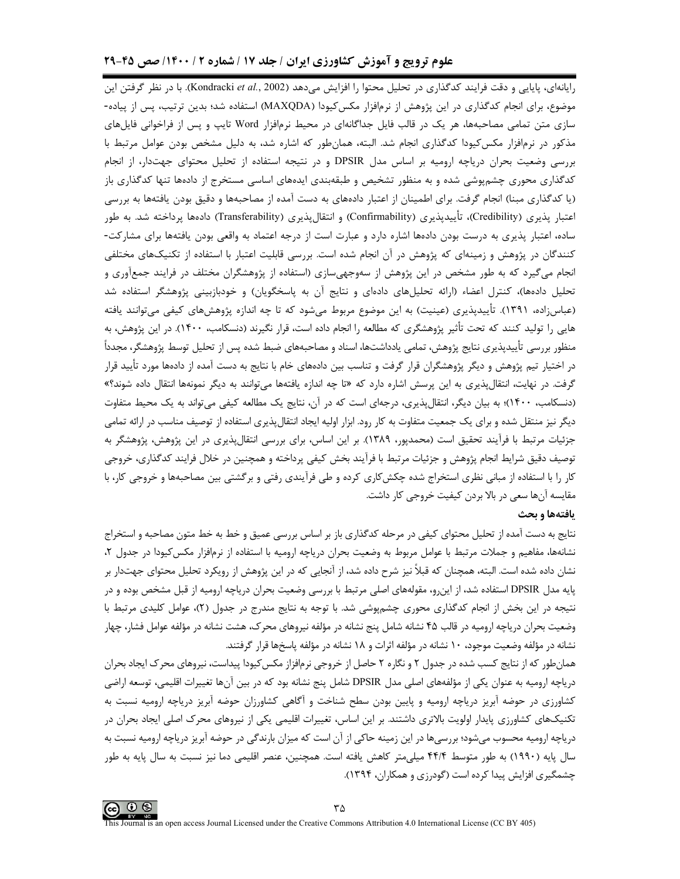رایانه‌ای، پایایی و دقت فرایند کدگذاری در تحلیل محتوا را افزایش می‌دهد (Kondracki *et al.*, 2002). با در نظر گرفتن این موضوع، برای انجام کدگذاری در این پژوهش از نرم‌افزار مکس‌کیودا (MAXQDA) استفاده شد؛ بدین ترتیب، پس از پیاده-سازی متن تمامی مصاحبه‌ها، هر یک در قالب فایل جداگانه‌ای در محیط نرم‌افزار Word تایپ و پس از فراخوانی فایل‌های مذکور در نرم‌افزار مکس‌کیودا کدگذاری انجام شد. البته، همان‌طور که اشاره شد، به دلیل مشخص بودن عوامل مرتبط با بررسی وضعیت بحران دریاچه ارومیه بر اساس مدل DPSIR و در نتیجه استفاده از تحلیل محتوای جهت‌دار، از انجام کدگذاری محوری چشم‌پوشی شده و به منظور تشخیص و طبقه‌بندی ایده‌های اساسی مستخرج از داده‌ها تنها کدگذاری باز (یا کدگذاری مبنا) انجام گرفت. برای اطمینان از اعتبار داده‌های به دست آمده از مصاحبه‌ها و دقیق بودن یافته‌ها به بررسی اعتبار پذیری (Credibility)، تأییدپذیری (Confirmability) و انتقال‌پذیری (Transferability) داده‌ها پرداخته شد. به طور ساده، اعتبار پذیری به درست بودن داده‌ها اشاره دارد و عبارت است از درجه اعتماد به واقعی بودن یافته‌ها برای مشارکت-کنندگان در پژوهش و زمینه‌ای که پژوهش در آن انجام شده است. بررسی قابلیت اعتبار با استفاده از تکنیک‌های مختلفی انجام می‌گیرد که به طور مشخص در این پژوهش از سه‌وجهی‌سازی (استفاده از پژوهشگران مختلف در فرایند جمع‌آوری و تحلیل داده‌ها)، کنترل اعضاء (ارائه تحلیل‌های داده‌ای و نتایج آن به پاسخگویان) و خودبازبینی پژوهشگر استفاده شد (عباس‌زاده، ۱۳۹۱). تأییدپذیری (عینیت) به این موضوع مربوط می‌شود که تا چه اندازه پژوهش‌های کیفی می‌توانند یافته هایی را تولید کنند که تحت تأثیر پژوهشگری که مطالعه را انجام داده است، قرار نگیرند (دنسکامب، ۱۴۰۰). در این پژوهش، به منظور بررسی تأییدپذیری نتایج پژوهش، تمامی یادداشت‌ها، اسناد و مصاحبه‌های ضبط شده پس از تحلیل توسط پژوهشگر، مجدداً در اختیار تیم پژوهش و دیگر پژوهشگران قرار گرفت و تناسب بین داده‌های خام با نتایج به دست آمده از داده‌ها مورد تأیید قرار گرفت. در نهایت، انتقال‌پذیری به این پرسش اشاره دارد که «تا چه اندازه یافته‌ها می‌توانند به دیگر نمونه‌ها انتقال داده شوند؟» (دنسکامب، ۱۴۰۰)؛ به بیان دیگر، انتقال‌پذیری، درجه‌ای است که در آن، نتایج یک مطالعه کیفی می‌تواند به یک محیط متفاوت دیگر نیز منتقل شده و برای یک جمعیت متفاوت به کار رود. ابزار اولیه ایجاد انتقال‌پذیری استفاده از توصیف مناسب در ارائه تمامی جزئیات مرتبط با فرآیند تحقیق است (محمدپور، ۱۳۸۹). بر این اساس، برای بررسی انتقال‌پذیری در این پژوهش، پژوهشگر به توصیف دقیق شرایط انجام پژوهش و جزئیات مرتبط با فرآیند بخش کیفی پرداخته و همچنین در خلال فرایند کدگذاری، خروجی کار را با استفاده از مبانی نظری استخراج شده چکش‌کاری کرده و طی فرآیندی رفتی و برگشتی بین مصاحبه‌ها و خروجی کار، با مقایسه آن‌ها سعی در بالا بردن کیفیت خروجی کار داشت.

## یافته‌ها و بحث

نتایج به دست آمده از تحلیل محتوای کیفی در مرحله کدگذاری باز بر اساس بررسی عمیق و خط به خط متون مصاحبه و استخراج نشانه‌ها، مفاهیم و جملات مرتبط با عوامل مربوط به وضعیت بحران دریاچه ارومیه با استفاده از نرم‌افزار مکس‌کیودا در جدول ۲، نشان داده شده است. البته، همچنان که قبلاً نیز شرح داده شد، از آنجایی که در این پژوهش از رویکرد تحلیل محتوای جهت‌دار بر پایه مدل DPSIR استفاده شد، از این‌رو، مقوله‌های اصلی مرتبط با بررسی وضعیت بحران دریاچه ارومیه از قبل مشخص بوده و در نتیجه در این بخش از انجام کدگذاری محوری چشم‌پوشی شد. با توجه به نتایج مندرج در جدول (۲)، عوامل کلیدی مرتبط با وضعیت بحران دریاچه ارومیه در قالب ۴۵ نشانه شامل پنج نشانه در مؤلفه نیروهای محرک، هشت نشانه در مؤلفه عوامل فشار، چهار نشانه در مؤلفه وضعیت موجود، ۱۰ نشانه در مؤلفه اثرات و ۱۸ نشانه در مؤلفه پاسخ‌ها قرار گرفتند.

همان‌طور که از نتایج کسب شده در جدول ۲ و نگاره ۲ حاصل از خروجی نرم‌افزار مکس‌کیودا پیداست، نیروهای محرک ایجاد بحران دریاچه ارومیه به عنوان یکی از مؤلفه‌های اصلی مدل DPSIR شامل پنج نشانه بود که در بین آن‌ها تغییرات اقلیمی، توسعه اراضی کشاورزی در حوضه آبریز دریاچه ارومیه و پایین بودن سطح شناخت و آگاهی کشاورزان حوضه آبریز دریاچه ارومیه نسبت به تکنیک‌های کشاورزی پایدار اولویت بالاتری داشتند. بر این اساس، تغییرات اقلیمی یکی از نیروهای محرک اصلی ایجاد بحران در دریاچه ارومیه محسوب می‌شود؛ بررسی‌ها در این زمینه حاکی از آن است که میزان بارندگی در حوضه آبریز دریاچه ارومیه نسبت به سال پایه (۱۹۹۰) به طور متوسط ۴۴/۴ میلی‌متر کاهش یافته است. همچنین، عنصر اقلیمی دما نیز نسبت به سال پایه به طور چشمگیری افزایش پیدا کرده است (گودرزی و همکاران، ۱۳۹۴).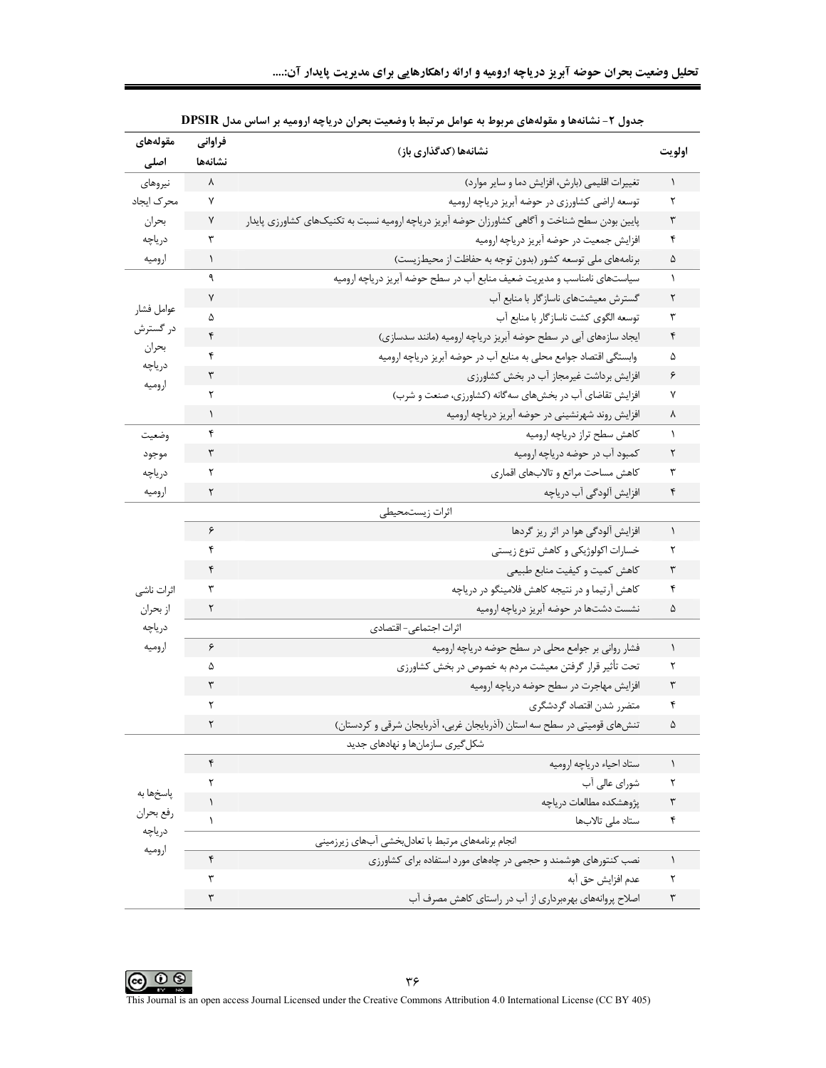جدول ۲- نشانه‌ها و مقوله‌های مربوط به عوامل مرتبط با وضعیت بحران دریاچه ارومیه بر اساس مدل DPSIR

| اولویت | نشانه‌ها (کدگذاری باز) | فراوانی نشانه‌ها | مقوله‌های اصلی |
|---|---|---|---|
| ۱ | تغییرات اقلیمی (بارش، افزایش دما و سایر موارد) | ۸ | نیروهای محرک ایجاد بحران دریاچه ارومیه |
| ۲ | توسعه اراضی کشاورزی در حوضه آبریز دریاچه ارومیه | ۷ | |
| ۳ | پایین بودن سطح شناخت و آگاهی کشاورزان حوضه آبریز دریاچه ارومیه نسبت به تکنیک‌های کشاورزی پایدار | ۷ | |
| ۴ | افزایش جمعیت در حوضه آبریز دریاچه ارومیه | ۳ | |
| ۵ | برنامه‌های ملی توسعه کشور (بدون توجه به حفاظت از محیط‌زیست) | ۱ | |
| ۱ | سیاست‌های نامناسب و مدیریت ضعیف منابع آب در سطح حوضه آبریز دریاچه ارومیه | ۹ | عوامل فشار در گسترش بحران دریاچه ارومیه |
| ۲ | گسترش معیشت‌های ناسازگار با منابع آب | ۷ | |
| ۳ | توسعه الگوی کشت ناسازگار با منابع آب | ۵ | |
| ۴ | ایجاد سازه‌های آبی در سطح حوضه آبریز دریاچه ارومیه (مانند سدسازی) | ۴ | |
| ۵ | وابستگی اقتصاد جوامع محلی به منابع آب در حوضه آبریز دریاچه ارومیه | ۴ | |
| ۶ | افزایش برداشت غیرمجاز آب در بخش کشاورزی | ۳ | |
| ۷ | افزایش تقاضای آب در بخش‌های سه‌گانه (کشاورزی، صنعت و شرب) | ۲ | |
| ۸ | افزایش روند شهرنشینی در حوضه آبریز دریاچه ارومیه | ۱ | |
| ۱ | کاهش سطح تراز دریاچه ارومیه | ۴ | وضعیت موجود دریاچه ارومیه |
| ۲ | کمبود آب در حوضه دریاچه ارومیه | ۳ | |
| ۳ | کاهش مساحت مراتع و تالاب‌های اقماری | ۲ | |
| ۴ | افزایش آلودگی آب دریاچه | ۲ | |
| | اثرات زیست‌محیطی | | اثرات ناشی از بحران دریاچه ارومیه |
| ۱ | افزایش آلودگی هوا در اثر ریز گردها | ۶ | |
| ۲ | خسارات اکولوژیکی و کاهش تنوع زیستی | ۴ | |
| ۳ | کاهش کمیت و کیفیت منابع طبیعی | ۴ | |
| ۴ | کاهش آرتیما و در نتیجه کاهش فلامینگو در دریاچه | ۳ | |
| ۵ | نشست دشت‌ها در حوضه آبریز دریاچه ارومیه | ۲ | |
| | اثرات اجتماعی- اقتصادی | | |
| ۱ | فشار روانی بر جوامع محلی در سطح حوضه دریاچه ارومیه | ۶ | |
| ۲ | تحت تأثیر قرار گرفتن معیشت مردم به خصوص در بخش کشاورزی | ۵ | |
| ۳ | افزایش مهاجرت در سطح حوضه دریاچه ارومیه | ۳ | |
| ۴ | متضرر شدن اقتصاد گردشگری | ۲ | |
| ۵ | تنش‌های قومیتی در سطح سه استان (آذربایجان غربی، آذربایجان شرقی و کردستان) | ۲ | |
| | شکل‌گیری سازمان‌ها و نهادهای جدید | | پاسخ‌ها به رفع بحران دریاچه ارومیه |
| ۱ | ستاد احیاء دریاچه ارومیه | ۴ | |
| ۲ | شورای عالی آب | ۲ | |
| ۳ | پژوهشکده مطالعات دریاچه | ۱ | |
| ۴ | ستاد ملی تالاب‌ها | ۱ | |
| | انجام برنامه‌های مرتبط با تعادل‌بخشی آب‌های زیرزمینی | | |
| ۱ | نصب کنتورهای هوشمند و حجمی در چاه‌های مورد استفاده برای کشاورزی | ۴ | |
| ۲ | عدم افزایش حق آبه | ۳ | |
| ۳ | اصلاح پروانه‌های بهره‌برداری از آب در راستای کاهش مصرف آب | ۳ | |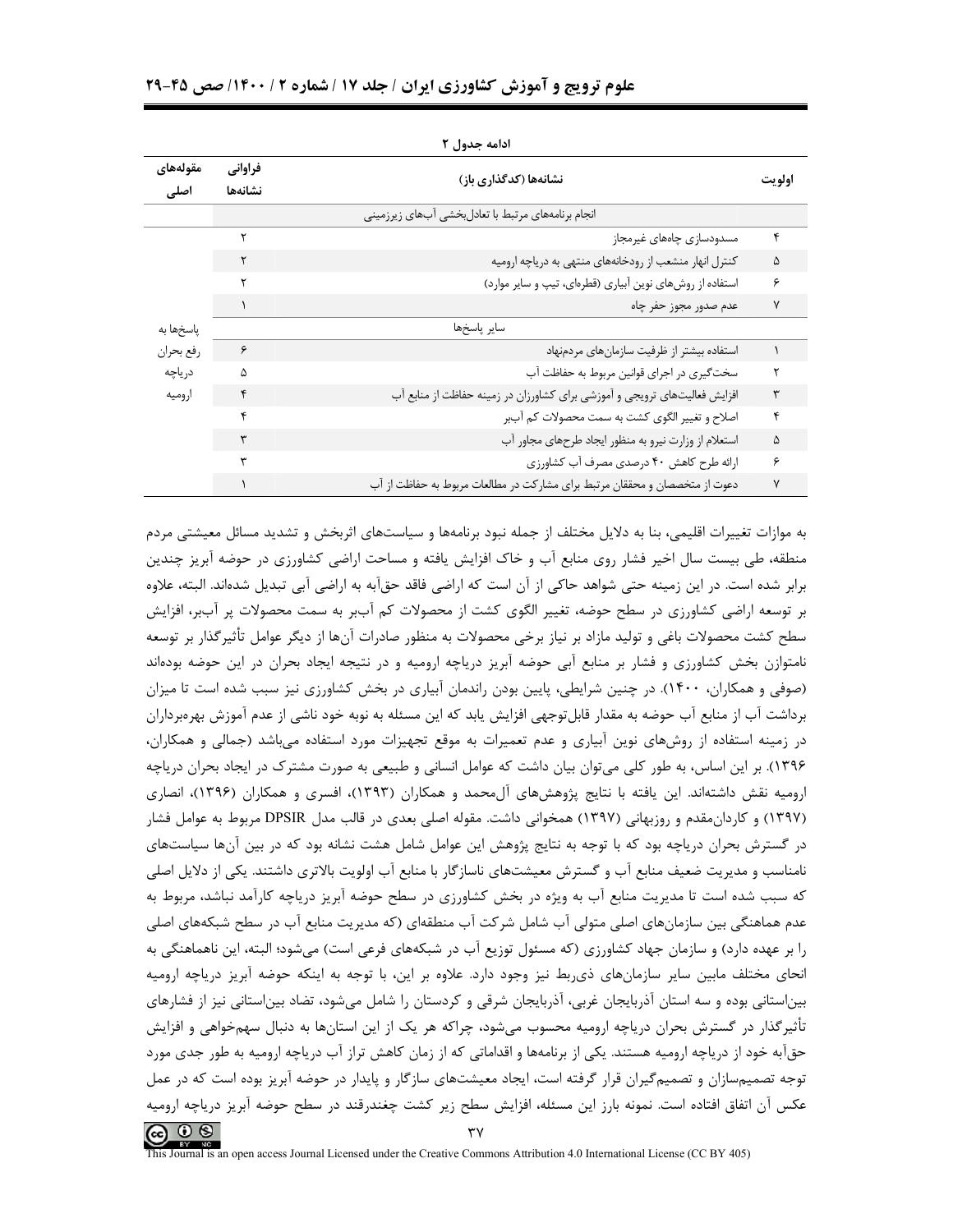ادامه جدول ۲

| مقوله‌های اصلی | فراوانی نشانه‌ها | نشانه‌ها (کدگذاری باز) | اولویت |
|---|---|---|---|
| | | انجام برنامه‌های مرتبط با تعادل‌بخشی آب‌های زیرزمینی | |
| | ۲ | مسدودسازی چاه‌های غیرمجاز | ۴ |
| | ۲ | کنترل انهار منشعب از رودخانه‌های منتهی به دریاچه ارومیه | ۵ |
| | ۲ | استفاده از روش‌های نوین آبیاری (قطره‌ای، تیپ و سایر موارد) | ۶ |
| | ۱ | عدم صدور مجوز حفر چاه | ۷ |
| پاسخ‌ها به رفع بحران دریاچه ارومیه | | سایر پاسخ‌ها | |
| | ۶ | استفاده بیشتر از ظرفیت سازمان‌های مردم‌نهاد | ۱ |
| | ۵ | سخت‌گیری در اجرای قوانین مربوط به حفاظت آب | ۲ |
| | ۴ | افزایش فعالیت‌های ترویجی و آموزشی برای کشاورزان در زمینه حفاظت از منابع آب | ۳ |
| | ۴ | اصلاح و تغییر الگوی کشت به سمت محصولات کم آببر | ۴ |
| | ۳ | استعلام از وزارت نیرو به منظور ایجاد طرح‌های مجاور آب | ۵ |
| | ۳ | ارائه طرح کاهش ۴۰ درصدی مصرف آب کشاورزی | ۶ |
| | ۱ | دعوت از متخصصان و محققان مرتبط برای مشارکت در مطالعات مربوط به حفاظت از آب | ۷ |

به موازات تغییرات اقلیمی، بنا به دلایل مختلف از جمله نبود برنامه‌ها و سیاست‌های اثربخش و تشدید مسائل معیشتی مردم منطقه، طی بیست سال اخیر فشار روی منابع آب و خاک افزایش یافته و مساحت اراضی کشاورزی در حوضه آبریز چندین برابر شده است. در این زمینه حتی شواهد حاکی از آن است که اراضی فاقد حق‌آبه به اراضی آبی تبدیل شده‌اند. البته، علاوه بر توسعه اراضی کشاورزی در سطح حوضه، تغییر الگوی کشت از محصولات کم آب‌بر به سمت محصولات پر آب‌بر، افزایش سطح کشت محصولات باغی و تولید مازاد بر نیاز برخی محصولات به منظور صادرات آن‌ها از دیگر عوامل تأثیرگذار بر توسعه نامتوازن بخش کشاورزی و فشار بر منابع آبی حوضه آبریز دریاچه ارومیه و در نتیجه ایجاد بحران در این حوضه بوده‌اند (صوفی و همکاران، ۱۴۰۰). در چنین شرایطی، پایین بودن راندمان آبیاری در بخش کشاورزی نیز سبب شده است تا میزان برداشت آب از منابع آب حوضه به مقدار قابل‌توجهی افزایش یابد که این مسئله به نوبه خود ناشی از عدم آموزش بهره‌برداران در زمینه استفاده از روش‌های نوین آبیاری و عدم تعمیرات به موقع تجهیزات مورد استفاده می‌باشد (جمالی و همکاران، ۱۳۹۶). بر این اساس، به طور کلی می‌توان بیان داشت که عوامل انسانی و طبیعی به صورت مشترک در ایجاد بحران دریاچه ارومیه نقش داشته‌اند. این یافته با نتایج پژوهش‌های آل‌محمد و همکاران (۱۳۹۳)، افسری و همکاران (۱۳۹۶)، انصاری (۱۳۹۷) و کاردان‌مقدم و روزبهانی (۱۳۹۷) همخوانی داشت. مقوله اصلی بعدی در قالب مدل DPSIR مربوط به عوامل فشار در گسترش بحران دریاچه بود که با توجه به نتایج پژوهش این عوامل شامل هشت نشانه بود که در بین آن‌ها سیاست‌های نامناسب و مدیریت ضعیف منابع آب و گسترش معیشت‌های ناسازگار با منابع آب اولویت بالاتری داشتند. یکی از دلایل اصلی که سبب شده است تا مدیریت منابع آب به ویژه در بخش کشاورزی در سطح حوضه آبریز دریاچه کارآمد نباشد، مربوط به عدم هماهنگی بین سازمان‌های اصلی متولی آب شامل شرکت آب منطقه‌ای (که مدیریت منابع آب در سطح شبکه‌های اصلی را بر عهده دارد) و سازمان جهاد کشاورزی (که مسئول توزیع آب در شبکه‌های فرعی است) می‌شود؛ البته، این ناهماهنگی به انحای مختلف مابین سایر سازمان‌های ذی‌ربط نیز وجود دارد. علاوه بر این، با توجه به اینکه حوضه آبریز دریاچه ارومیه بین‌استانی بوده و سه استان آذربایجان غربی، آذربایجان شرقی و کردستان را شامل می‌شود، تضاد بین‌استانی نیز از فشارهای تأثیرگذار در گسترش بحران دریاچه ارومیه محسوب می‌شود، چراکه هر یک از این استان‌ها به دنبال سهم‌خواهی و افزایش حق‌آبه خود از دریاچه ارومیه هستند. یکی از برنامه‌ها و اقداماتی که از زمان کاهش تراز آب دریاچه ارومیه به طور جدی مورد توجه تصمیم‌سازان و تصمیم‌گیران قرار گرفته است، ایجاد معیشت‌های سازگار و پایدار در حوضه آبریز بوده است که در عمل عکس آن اتفاق افتاده است. نمونه بارز این مسئله، افزایش سطح زیر کشت چغندرقند در سطح حوضه آبریز دریاچه ارومیه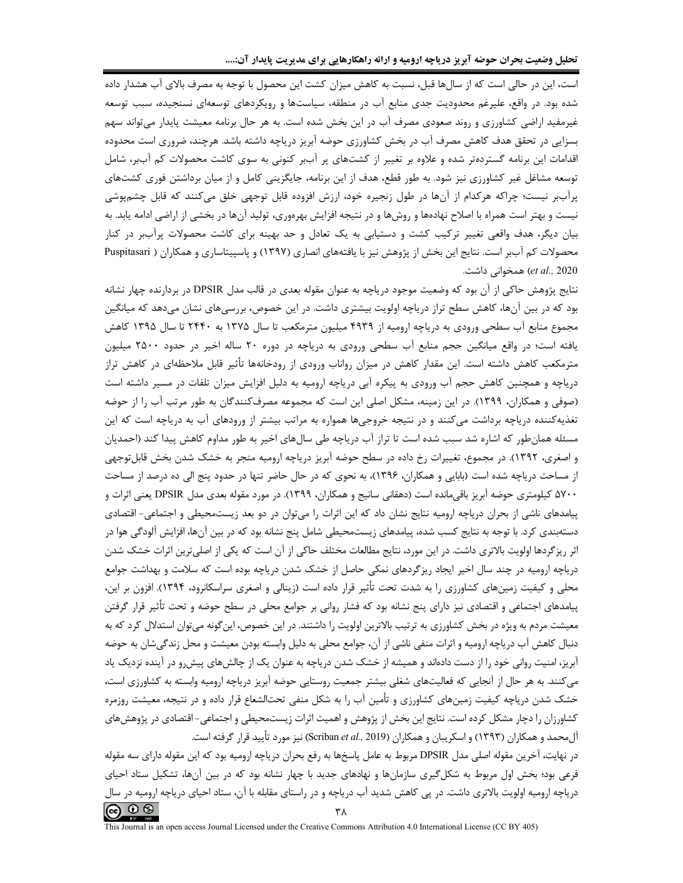است، این در حالی است که از سال‌ها قبل، نسبت به کاهش میزان کشت این محصول با توجه به مصرف بالای آب هشدار داده شده بود. در واقع، علیرغم محدودیت جدی منابع آب در منطقه، سیاست‌ها و رویکردهای توسعه‌ای نسنجیده، سبب توسعه غیرمفید اراضی کشاورزی و روند صعودی مصرف آب در این بخش شده است. به هر حال برنامه معیشت پایدار می‌تواند سهم بسزایی در تحقق هدف کاهش مصرف آب در بخش کشاورزی حوضه آبریز دریاچه داشته باشد. هرچند، ضروری است محدوده اقدامات این برنامه گسترده‌تر شده و علاوه بر تغییر از کشت‌های پر آب‌بر کنونی به سوی کاشت محصولات کم آب‌بر، شامل توسعه مشاغل غیر کشاورزی نیز شود. به طور قطع، هدف از این برنامه، جایگزینی کامل و از میان برداشتن فوری کشت‌های پرآب‌بر نیست؛ چراکه هرکدام از آن‌ها در طول زنجیره خود، ارزش افزوده قابل توجهی خلق می‌کنند که قابل چشم‌پوشی نیست و بهتر است همراه با اصلاح نهادها و روش‌ها و در نتیجه افزایش بهره‌وری، تولید آن‌ها در بخشی از اراضی ادامه یابد. به بیان دیگر، هدف واقعی تغییر ترکیب کشت و دستیابی به یک تعادل و حد بهینه برای کاشت محصولات پرآب‌بر در کنار محصولات کم آب‌بر است. نتایج این بخش از پژوهش نیز با یافته‌های انصاری (۱۳۹۷) و پاسپیتاساری و همکاران (Puspitasari *et al.,* 2020) همخوانی داشت.

نتایج پژوهش حاکی از آن بود که وضعیت موجود دریاچه به عنوان مقوله بعدی در قالب مدل DPSIR در بردارنده چهار نشانه بود که در بین آن‌ها، کاهش سطح تراز دریاچه اولویت بیشتری داشت. در این خصوص، بررسی‌های نشان می‌دهد که میانگین مجموع منابع آب سطحی ورودی به دریاچه ارومیه از ۴۹۳۹ میلیون مترمکعب تا سال ۱۳۷۵ به ۲۴۴۰ تا سال ۱۳۹۵ کاهش یافته است؛ در واقع میانگین حجم منابع آب سطحی ورودی به دریاچه در دوره ۲۰ ساله اخیر در حدود ۲۵۰۰ میلیون مترمکعب کاهش داشته است. این مقدار کاهش در میزان رواناب ورودی از رودخانه‌ها تأثیر قابل ملاحظه‌ای در کاهش تراز دریاچه و همچنین کاهش حجم آب ورودی به پیکره آبی دریاچه ارومیه به دلیل افزایش میزان تلفات در مسیر داشته است (صوفی و همکاران، ۱۳۹۹). در این زمینه، مشکل اصلی این است که مجموعه مصرف‌کنندگان به طور مرتب آب را از حوضه تغذیه‌کننده دریاچه برداشت می‌کنند و در نتیجه خروجی‌ها همواره به مراتب بیشتر از ورودهای آب به دریاچه است که این مسئله همان‌طور که اشاره شد سبب شده است تا تراز آب دریاچه طی سال‌های اخیر به طور مداوم کاهش پیدا کند (احمدیان و اصغری، ۱۳۹۲). در مجموع، تغییرات رخ داده در سطح حوضه آبریز دریاچه ارومیه منجر به خشک شدن بخش قابل‌توجهی از مساحت دریاچه شده است (بابایی و همکاران، ۱۳۹۶)، به نحوی که در حال حاضر تنها در حدود پنج الی ده درصد از مساحت ۵۷۰۰ کیلومتری حوضه آبریز باقی‌مانده است (دهقانی سانیج و همکاران، ۱۳۹۹). در مورد مقوله بعدی مدل DPSIR یعنی اثرات و پیامدهای ناشی از بحران دریاچه ارومیه نتایج نشان داد که این اثرات را می‌توان در دو بعد زیست‌محیطی و اجتماعی- اقتصادی دسته‌بندی کرد. با توجه به نتایج کسب شده، پیامدهای زیست‌محیطی شامل پنج نشانه بود که در بین آن‌ها، افزایش آلودگی هوا در اثر ریزگردها اولویت بالاتری داشت. در این مورد، نتایج مطالعات مختلف حاکی از آن است که یکی از اصلی‌ترین اثرات خشک شدن دریاچه ارومیه در چند سال اخیر ایجاد ریزگردهای نمکی حاصل از خشک شدن دریاچه بوده است که سلامت و بهداشت جوامع محلی و کیفیت زمین‌های کشاورزی را به شدت تحت تأثیر قرار داده است (زینالی و اصغری سراسکانرود، ۱۳۹۴). افزون بر این، پیامدهای اجتماعی و اقتصادی نیز دارای پنج نشانه بود که فشار روانی بر جوامع محلی در سطح حوضه و تحت تأثیر قرار گرفتن معیشت مردم به ویژه در بخش کشاورزی به ترتیب بالاترین اولویت را داشتند. در این خصوص، این‌گونه می‌توان استدلال کرد که به دنبال کاهش آب دریاچه ارومیه و اثرات منفی ناشی از آن، جوامع محلی به دلیل وابسته بودن معیشت و محل زندگی‌شان به حوضه آبریز، امنیت روانی خود را از دست داده‌اند و همیشه از خشک شدن دریاچه به عنوان یک از چالش‌های پیش‌رو در آینده نزدیک یاد می‌کنند. به هر حال از آنجایی که فعالیت‌های شغلی بیشتر جمعیت روستایی حوضه آبریز دریاچه ارومیه وابسته به کشاورزی است، خشک شدن دریاچه کیفیت زمین‌های کشاورزی و تأمین آب را به شکل منفی تحت‌الشعاع قرار داده و در نتیجه، معیشت روزمره کشاورزان را دچار مشکل کرده است. نتایج این بخش از پژوهش و اهمیت اثرات زیست‌محیطی و اجتماعی- اقتصادی در پژوهش‌های آل‌محمد و همکاران (۱۳۹۳) و اسکریبان و همکاران (Scriban *et al.,* 2019) نیز مورد تأیید قرار گرفته است.

در نهایت، آخرین مقوله اصلی مدل DPSIR مربوط به عامل پاسخ‌ها به رفع بحران دریاچه ارومیه بود که این مقوله دارای سه مقوله فرعی بود؛ بخش اول مربوط به شکل‌گیری سازمان‌ها و نهادهای جدید با چهار نشانه بود که در بین آن‌ها، تشکیل ستاد احیای دریاچه ارومیه اولویت بالاتری داشت. در پی کاهش شدید آب دریاچه و در راستای مقابله با آن، ستاد احیای دریاچه ارومیه در سال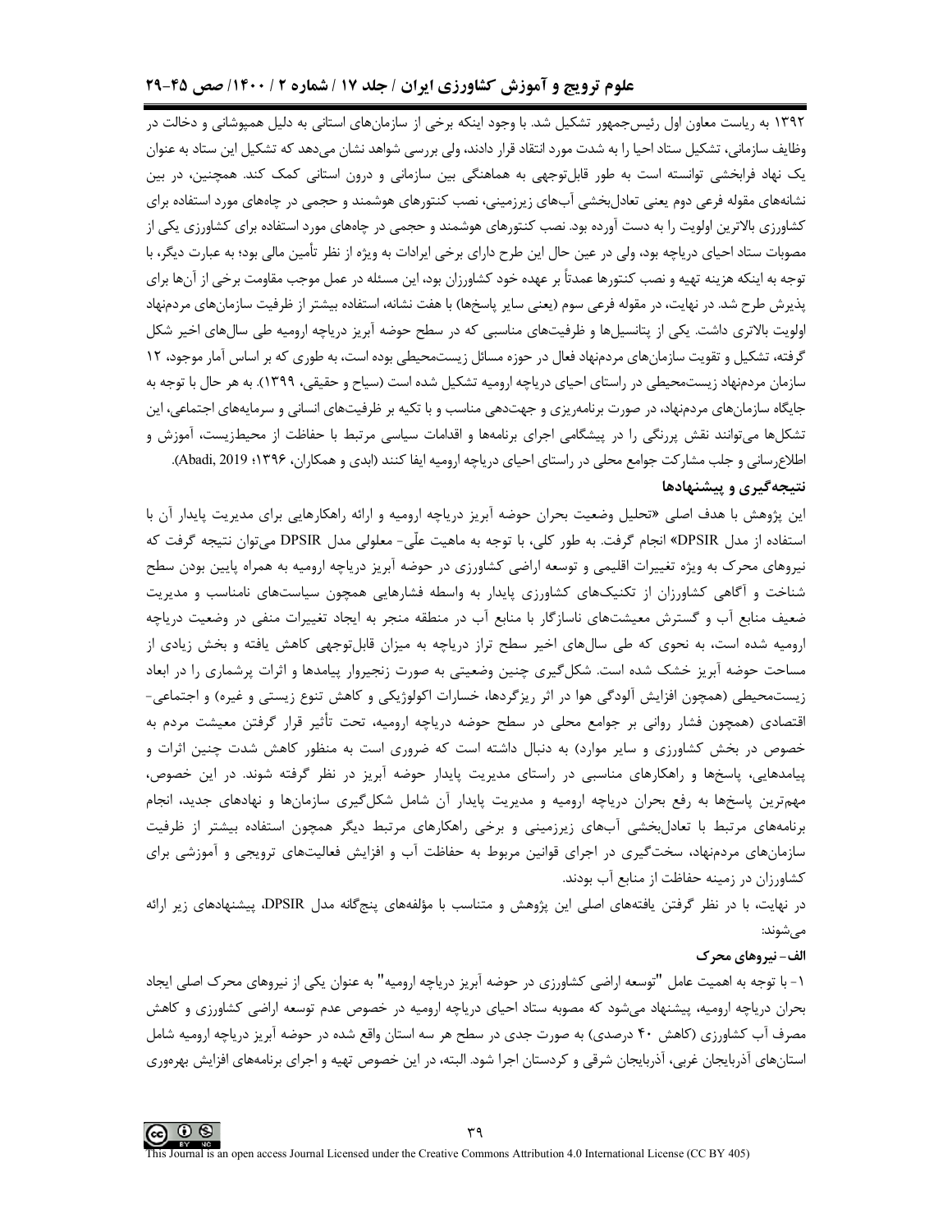۱۳۹۲ به ریاست معاون اول رئیس‌جمهور تشکیل شد. با وجود اینکه برخی از سازمان‌های استانی به دلیل همپوشانی و دخالت در وظایف سازمانی، تشکیل ستاد احیا را به شدت مورد انتقاد قرار دادند، ولی بررسی شواهد نشان می‌دهد که تشکیل این ستاد به عنوان یک نهاد فرابخشی توانسته است به طور قابل‌توجهی به هماهنگی بین سازمانی و درون استانی کمک کند. همچنین، در بین نشانه‌های مقوله فرعی دوم یعنی تعادل‌بخشی آب‌های زیرزمینی، نصب کنتورهای هوشمند و حجمی در چاه‌های مورد استفاده برای کشاورزی بالاترین اولویت را به دست آورده بود. نصب کنتورهای هوشمند و حجمی در چاه‌های مورد استفاده برای کشاورزی یکی از مصوبات ستاد احیای دریاچه بود، ولی در عین حال این طرح دارای برخی ایرادات به ویژه از نظر تأمین مالی بود؛ به عبارت دیگر، با توجه به اینکه هزینه تهیه و نصب کنتورها عمدتاً بر عهده خود کشاورزان بود، این مسئله در عمل موجب مقاومت برخی از آن‌ها برای پذیرش طرح شد. در نهایت، در مقوله فرعی سوم (یعنی سایر پاسخ‌ها) با هفت نشانه، استفاده بیشتر از ظرفیت سازمان‌های مردم‌نهاد اولویت بالاتری داشت. یکی از پتانسیل‌ها و ظرفیت‌های مناسبی که در سطح حوضه آبریز دریاچه ارومیه طی سال‌های اخیر شکل گرفته، تشکیل و تقویت سازمان‌های مردم‌نهاد فعال در حوزه مسائل زیست‌محیطی بوده است، به طوری که بر اساس آمار موجود، ۱۲ سازمان مردم‌نهاد زیست‌محیطی در راستای احیای دریاچه ارومیه تشکیل شده است (سیاح و حقیقی، ۱۳۹۹). به هر حال با توجه به جایگاه سازمان‌های مردم‌نهاد، در صورت برنامه‌ریزی و جهت‌دهی مناسب و با تکیه بر ظرفیت‌های انسانی و سرمایه‌های اجتماعی، این تشکل‌ها می‌توانند نقش پررنگی را در پیشگامی اجرای برنامه‌ها و اقدامات سیاسی مرتبط با حفاظت از محیط‌زیست، آموزش و اطلاع‌رسانی و جلب مشارکت جوامع محلی در راستای احیای دریاچه ارومیه ایفا کنند (ابدی و همکاران، ۱۳۹۶؛ Abadi, 2019).

## نتیجه‌گیری و پیشنهادها

این پژوهش با هدف اصلی «تحلیل وضعیت بحران حوضه آبریز دریاچه ارومیه و ارائه راهکارهایی برای مدیریت پایدار آن با استفاده از مدل DPSIR» انجام گرفت. به طور کلی، با توجه به ماهیت علّی- معلولی مدل DPSIR می‌توان نتیجه گرفت که نیروهای محرک به ویژه تغییرات اقلیمی و توسعه اراضی کشاورزی در حوضه آبریز دریاچه ارومیه به همراه پایین بودن سطح شناخت و آگاهی کشاورزان از تکنیک‌های کشاورزی پایدار به واسطه فشارهایی همچون سیاست‌های نامناسب و مدیریت ضعیف منابع آب و گسترش معیشت‌های ناسازگار با منابع آب در منطقه منجر به ایجاد تغییرات منفی در وضعیت دریاچه ارومیه شده است، به نحوی که طی سال‌های اخیر سطح تراز دریاچه به میزان قابل‌توجهی کاهش یافته و بخش زیادی از مساحت حوضه آبریز خشک شده است. شکل‌گیری چنین وضعیتی به صورت زنجیروار پیامدها و اثرات پرشماری را در ابعاد زیست‌محیطی (همچون افزایش آلودگی هوا در اثر ریزگردها، خسارات اکولوژیکی و کاهش تنوع زیستی و غیره) و اجتماعی- اقتصادی (همچون فشار روانی بر جوامع محلی در سطح حوضه دریاچه ارومیه، تحت تأثیر قرار گرفتن معیشت مردم به خصوص در بخش کشاورزی و سایر موارد) به دنبال داشته است که ضروری است به منظور کاهش شدت چنین اثرات و پیامدهایی، پاسخ‌ها و راهکارهای مناسبی در راستای مدیریت پایدار حوضه آبریز در نظر گرفته شوند. در این خصوص، مهم‌ترین پاسخ‌ها به رفع بحران دریاچه ارومیه و مدیریت پایدار آن شامل شکل‌گیری سازمان‌ها و نهادهای جدید، انجام برنامه‌های مرتبط با تعادل‌بخشی آب‌های زیرزمینی و برخی راهکارهای مرتبط دیگر همچون استفاده بیشتر از ظرفیت سازمان‌های مردم‌نهاد، سخت‌گیری در اجرای قوانین مربوط به حفاظت آب و افزایش فعالیت‌های ترویجی و آموزشی برای کشاورزان در زمینه حفاظت از منابع آب بودند.

در نهایت، با در نظر گرفتن یافته‌های اصلی این پژوهش و متناسب با مؤلفه‌های پنج‌گانه مدل DPSIR، پیشنهادهای زیر ارائه می‌شوند:

### الف- نیروهای محرک

۱- با توجه به اهمیت عامل "توسعه اراضی کشاورزی در حوضه آبریز دریاچه ارومیه" به عنوان یکی از نیروهای محرک اصلی ایجاد بحران دریاچه ارومیه، پیشنهاد می‌شود که مصوبه ستاد احیای دریاچه ارومیه در خصوص عدم توسعه اراضی کشاورزی و کاهش مصرف آب کشاورزی (کاهش ۴۰ درصدی) به صورت جدی در سطح هر سه استان واقع شده در حوضه آبریز دریاچه ارومیه شامل استان‌های آذربایجان غربی، آذربایجان شرقی و کردستان اجرا شود. البته، در این خصوص تهیه و اجرای برنامه‌های افزایش بهره‌وری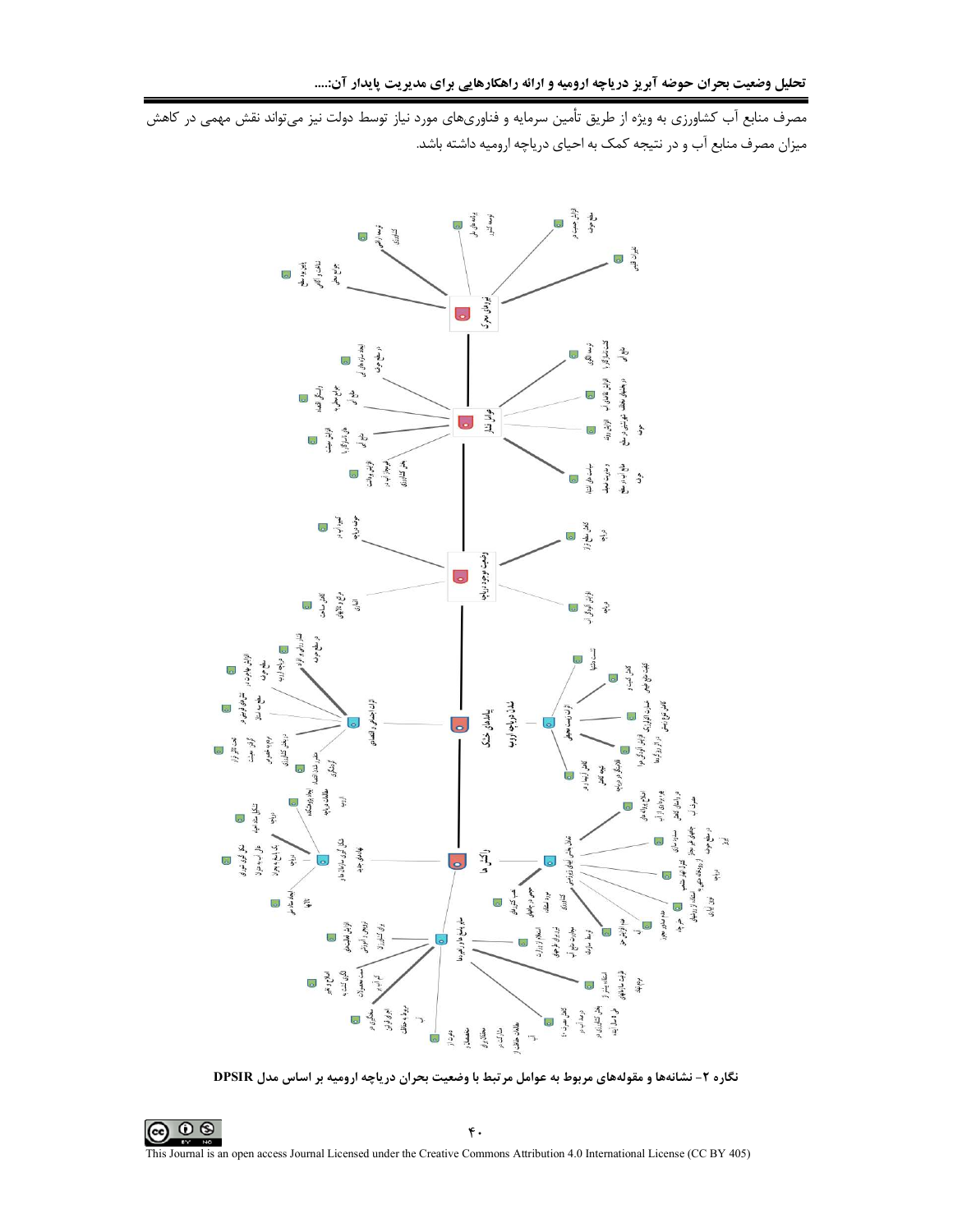مصرف منابع آب کشاورزی به ویژه از طریق تأمین سرمایه و فناوری‌های مورد نیاز توسط دولت نیز می‌تواند نقش مهمی در کاهش میزان مصرف منابع آب و در نتیجه کمک به احیای دریاچه ارومیه داشته باشد.

**نگاره ۲- نشانه‌ها و مقوله‌های مربوط به عوامل مرتبط با وضعیت بحران دریاچه ارومیه بر اساس مدل DPSIR**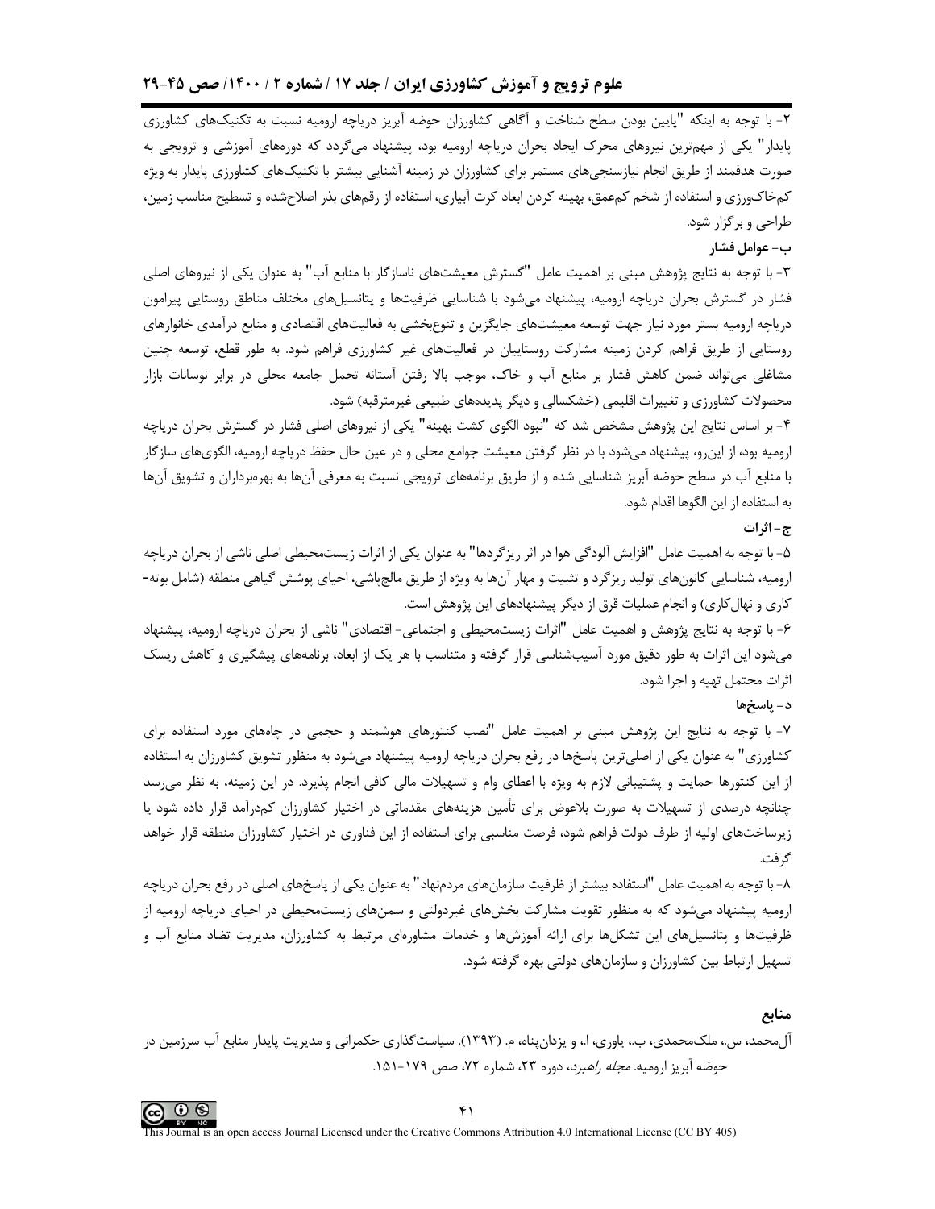۲- با توجه به اینکه "پایین بودن سطح شناخت و آگاهی کشاورزان حوضه آبریز دریاچه ارومیه نسبت به تکنیک‌های کشاورزی پایدار" یکی از مهم‌ترین نیروهای محرک ایجاد بحران دریاچه ارومیه بود، پیشنهاد می‌گردد که دوره‌های آموزشی و ترویجی به صورت هدفمند از طریق انجام نیازسنجی‌های مستمر برای کشاورزان در زمینه آشنایی بیشتر با تکنیک‌های کشاورزی پایدار به ویژه کم‌خاک‌ورزی و استفاده از شخم کم‌عمق، بهینه کردن ابعاد کرت آبیاری، استفاده از رقم‌های بذر اصلاح‌شده و تسطیح مناسب زمین، طراحی و برگزار شود.

**ب- عوامل فشار**

۳- با توجه به نتایج پژوهش مبنی بر اهمیت عامل "گسترش معیشت‌های ناسازگار با منابع آب" به عنوان یکی از نیروهای اصلی فشار در گسترش بحران دریاچه ارومیه، پیشنهاد می‌شود با شناسایی ظرفیت‌ها و پتانسیل‌های مختلف مناطق روستایی پیرامون دریاچه ارومیه بستر مورد نیاز جهت توسعه معیشت‌های جایگزین و تنوع‌بخشی به فعالیت‌های اقتصادی و منابع درآمدی خانوارهای روستایی از طریق فراهم کردن زمینه مشارکت روستاییان در فعالیت‌های غیر کشاورزی فراهم شود. به طور قطع، توسعه چنین مشاغلی می‌تواند ضمن کاهش فشار بر منابع آب و خاک، موجب بالا رفتن آستانه تحمل جامعه محلی در برابر نوسانات بازار محصولات کشاورزی و تغییرات اقلیمی (خشکسالی و دیگر پدیده‌های طبیعی غیرمترقبه) شود.

۴- بر اساس نتایج این پژوهش مشخص شد که "نبود الگوی کشت بهینه" یکی از نیروهای اصلی فشار در گسترش بحران دریاچه ارومیه بود، از این‌رو، پیشنهاد می‌شود با در نظر گرفتن معیشت جوامع محلی و در عین حال حفظ دریاچه ارومیه، الگوهای سازگار با منابع آب در سطح حوضه آبریز شناسایی شده و از طریق برنامه‌های ترویجی نسبت به معرفی آن‌ها به بهره‌برداران و تشویق آن‌ها به استفاده از این الگوها اقدام شود.

**ج- اثرات**

۵- با توجه به اهمیت عامل "افزایش آلودگی هوا در اثر ریزگردها" به عنوان یکی از اثرات زیست‌محیطی اصلی ناشی از بحران دریاچه ارومیه، شناسایی کانون‌های تولید ریزگرد و تثبیت و مهار آن‌ها به ویژه از طریق مالچ‌پاشی، احیای پوشش گیاهی منطقه (شامل بوته-کاری و نهال‌کاری) و انجام عملیات قرق از دیگر پیشنهادهای این پژوهش است.

۶- با توجه به نتایج پژوهش و اهمیت عامل "اثرات زیست‌محیطی و اجتماعی- اقتصادی" ناشی از بحران دریاچه ارومیه، پیشنهاد می‌شود این اثرات به طور دقیق مورد آسیب‌شناسی قرار گرفته و متناسب با هر یک از ابعاد، برنامه‌های پیشگیری و کاهش ریسک اثرات محتمل تهیه و اجرا شود.

**د- پاسخ‌ها**

۷- با توجه به نتایج این پژوهش مبنی بر اهمیت عامل "نصب کنتورهای هوشمند و حجمی در چاه‌های مورد استفاده برای کشاورزی" به عنوان یکی از اصلی‌ترین پاسخ‌ها در رفع بحران دریاچه ارومیه پیشنهاد می‌شود به منظور تشویق کشاورزان به استفاده از این کنتورها حمایت و پشتیبانی لازم به ویژه با اعطای وام و تسهیلات مالی کافی انجام پذیرد. در این زمینه، به نظر می‌رسد چنانچه درصدی از تسهیلات به صورت بلاعوض برای تأمین هزینه‌های مقدماتی در اختیار کشاورزان کم‌درآمد قرار داده شود یا زیرساخت‌های اولیه از طرف دولت فراهم شود، فرصت مناسبی برای استفاده از این فناوری در اختیار کشاورزان منطقه قرار خواهد گرفت.

۸- با توجه به اهمیت عامل "استفاده بیشتر از ظرفیت سازمان‌های مردم‌نهاد" به عنوان یکی از پاسخ‌های اصلی در رفع بحران دریاچه ارومیه پیشنهاد می‌شود که به منظور تقویت مشارکت بخش‌های غیردولتی و سمن‌های زیست‌محیطی در احیای دریاچه ارومیه از ظرفیت‌ها و پتانسیل‌های این تشکل‌ها برای ارائه آموزش‌ها و خدمات مشاوره‌ای مرتبط به کشاورزان، مدیریت تضاد منابع آب و تسهیل ارتباط بین کشاورزان و سازمان‌های دولتی بهره گرفته شود.

## منابع

آل‌محمد، س.، ملک‌محمدی، ب.، یاوری، ا.، و یزدان‌پناه، م. (۱۳۹۳). سیاست‌گذاری حکمرانی و مدیریت پایدار منابع آب سرزمین در حوضه آبریز ارومیه. *مجله راهبرد*، دوره ۲۳، شماره ۷۲، صص ۱۷۹-۱۵۱.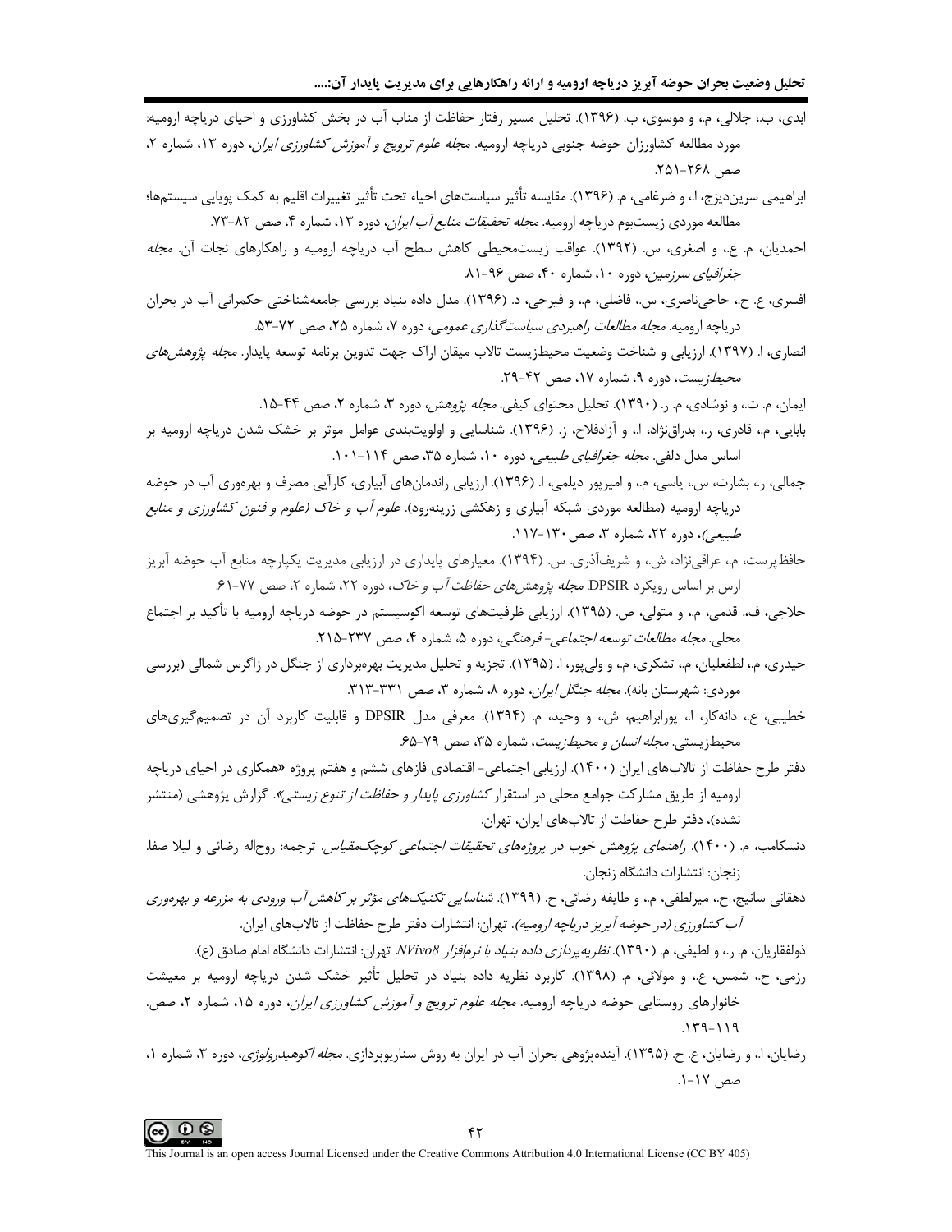ابدی، ب.، جلالی، م.، و موسوی، ب. (۱۳۹۶). تحلیل مسیر رفتار حفاظت از منابع آب در بخش کشاورزی و احیای دریاچه ارومیه: مورد مطالعه کشاورزان حوضه جنوبی دریاچه ارومیه. *مجله علوم ترویج و آموزش کشاورزی ایران*، دوره ۱۳، شماره ۲، صص ۲۶۸-۲۵۱.

ابراهیمی سرین‌دیزج، ا.، و ضرغامی، م. (۱۳۹۶). مقایسه تأثیر سیاست‌های احیاء تحت تأثیر تغییرات اقلیم به کمک پویایی سیستم‌ها؛ مطالعه موردی زیست‌بوم دریاچه ارومیه. *مجله تحقیقات منابع آب ایران*، دوره ۱۳، شماره ۴، صص ۸۲-۷۳.

احمدیان، م. ع.، و اصغری، س. (۱۳۹۲). عواقب زیست‌محیطی کاهش سطح آب دریاچه ارومیه و راهکارهای نجات آن. *مجله جغرافیای سرزمین*، دوره ۱۰، شماره ۴۰، صص ۹۶-۸۱.

افسری، ع. ح.، حاجی‌ناصری، س.، فاضلی، م.، و فیرحی، د. (۱۳۹۶). مدل داده بنیاد بررسی جامعه‌شناختی حکمرانی آب در بحران دریاچه ارومیه. *مجله مطالعات راهبردی سیاست‌گذاری عمومی*، دوره ۷، شماره ۲۵، صص ۷۲-۵۳.

انصاری، ا. (۱۳۹۷). ارزیابی و شناخت وضعیت محیط‌زیست تالاب میقان اراک جهت تدوین برنامه توسعه پایدار. *مجله پژوهش‌های محیط‌زیست*، دوره ۹، شماره ۱۷، صص ۴۲-۲۹.

ایمان، م. ت.، و نوشادی، م. ر. (۱۳۹۰). تحلیل محتوای کیفی. *مجله پژوهش*، دوره ۳، شماره ۲، صص ۴۴-۱۵.

بابایی، م.، قادری، ر.، بدراق‌نژاد، ا.، و آزادفلاح، ز. (۱۳۹۶). شناسایی و اولویت‌بندی عوامل موثر بر خشک شدن دریاچه ارومیه بر اساس مدل دلفی. *مجله جغرافیای طبیعی*، دوره ۱۰، شماره ۳۵، صص ۱۱۴-۱۰۱.

جمالی، ر.، بشارت، س.، یاسی، م.، و امیرپور دیلمی، ا. (۱۳۹۶). ارزیابی راندمان‌های آبیاری، کارآیی مصرف و بهره‌وری آب در حوضه دریاچه ارومیه (مطالعه موردی شبکه آبیاری و زهکشی زرینه‌رود). *علوم آب و خاک (علوم و فنون کشاورزی و منابع طبیعی)*، دوره ۲۲، شماره ۳، صص ۱۳۰-۱۱۷.

حافظ‌پرست، م.، عراقی‌نژاد، ش.، و شریف‌آذری. س. (۱۳۹۴). معیارهای پایداری در ارزیابی مدیریت یکپارچه منابع آب حوضه آبریز ارس بر اساس رویکرد DPSIR. *مجله پژوهش‌های حفاظت آب و خاک*، دوره ۲۲، شماره ۲، صص ۷۷-۶۱.

حلاجی، ف.، قدمی، م.، و متولی، ص. (۱۳۹۵). ارزیابی ظرفیت‌های توسعه اکوسیستم در حوضه دریاچه ارومیه با تأکید بر اجتماع محلی. *مجله مطالعات توسعه اجتماعی- فرهنگی*، دوره ۵، شماره ۴، صص ۲۳۷-۲۱۵.

حیدری، م.، لطفعلیان، م.، تشکری، م.، و ولی‌پور، ا. (۱۳۹۵). تجزیه و تحلیل مدیریت بهره‌برداری از جنگل در زاگرس شمالی (بررسی موردی: شهرستان بانه). *مجله جنگل ایران*، دوره ۸، شماره ۳، صص ۳۳۱-۳۱۳.

خطیبی، ع.، دانه‌کار، ا.، پورابراهیم، ش.، و وحید، م. (۱۳۹۴). معرفی مدل DPSIR و قابلیت کاربرد آن در تصمیم‌گیری‌های محیط‌زیستی. *مجله انسان و محیط‌زیست*، شماره ۳۵، صص ۷۹-۶۵.

دفتر طرح حفاظت از تالاب‌های ایران (۱۴۰۰). ارزیابی اجتماعی- اقتصادی فازهای ششم و هفتم پروژه «همکاری در احیای دریاچه ارومیه از طریق مشارکت جوامع محلی در استقرار *کشاورزی پایدار و حفاظت از تنوع زیستی*». گزارش پژوهشی (منتشر نشده)، دفتر طرح حفاظت از تالاب‌های ایران، تهران.

دنسکامب، م. (۱۴۰۰). *راهنمای پژوهش خوب در پروژه‌های تحقیقات اجتماعی کوچک‌مقیاس*. ترجمه: روح‌اله رضائی و لیلا صفا. زنجان: انتشارات دانشگاه زنجان.

دهقانی سانیج، ح.، میرلطفی، م.، و طایفه رضائی، ح. (۱۳۹۹). *شناسایی تکنیک‌های مؤثر بر کاهش آب ورودی به مزرعه و بهره‌وری آب کشاورزی (در حوضه آبریز دریاچه ارومیه)*. تهران: انتشارات دفتر طرح حفاظت از تالاب‌های ایران.

ذولفقاریان، م. ر.، و لطیفی، م. (۱۳۹۰). *نظریه‌پردازی داده بنیاد با نرم‌افزار NVivo8* تهران: انتشارات دانشگاه امام صادق (ع).

رزمی، ح.، شمس، ع.، و مولائی، م. (۱۳۹۸). کاربرد نظریه داده بنیاد در تحلیل تأثیر خشک شدن دریاچه ارومیه بر معیشت خانوارهای روستایی حوضه دریاچه ارومیه. *مجله علوم ترویج و آموزش کشاورزی ایران*، دوره ۱۵، شماره ۲، صص. ۱۳۹-۱۱۹.

رضایان، ا.، و رضایان، ع. ح. (۱۳۹۵). آینده‌پژوهی بحران آب در ایران به روش سناریوپردازی. *مجله اکوهیدرولوژی*، دوره ۳، شماره ۱، صص ۱۷-۱.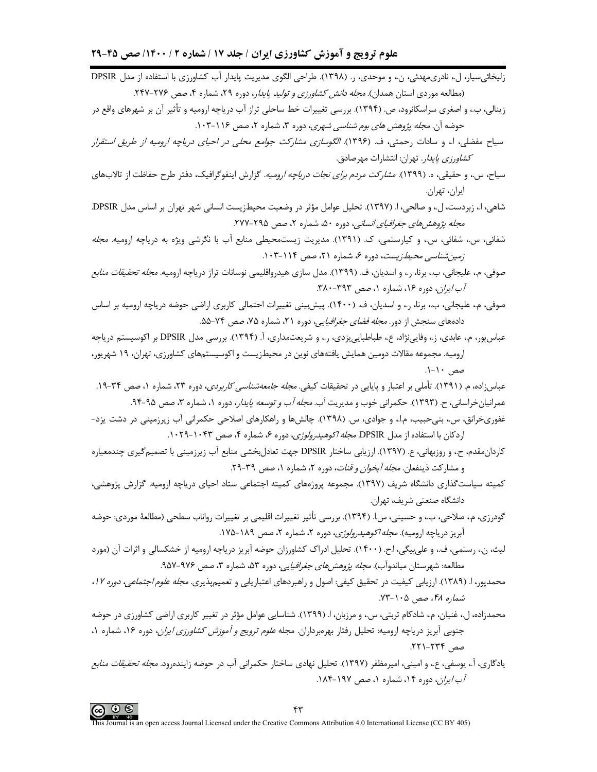زلیخائی‌سیار، ل.، نادری‌مهدئی، ن.، و موحدی، ر. (۱۳۹۸). طراحی الگوی مدیریت پایدار آب کشاورزی با استفاده از مدل DPSIR (مطالعه موردی استان همدان). *مجله دانش کشاورزی و تولید پایدار*، دوره ۲۹، شماره ۴، صص ۲۷۶-۲۴۷.

زینالی، ب.، و اصغری سراسکانرود، ص. (۱۳۹۴). بررسی تغییرات خط ساحلی تراز آب دریاچه ارومیه و تأثیر آن بر شهرهای واقع در حوضه آن. *مجله پژوهش های بوم شناسی شهری*، دوره ۳، شماره ۲، صص ۱۱۶-۱۰۳.

سیاح مفضلی، ا.، و سادات رحمتی، ف. (۱۳۹۶). *الگوسازی مشارکت جوامع محلی در احیای دریاچه ارومیه از طریق استقرار کشاورزی پایدار*. تهران: انتشارات مهرصادق.

سیاح، س.، و حقیقی، ه. (۱۳۹۹). *مشارکت مردم برای نجات دریاچه ارومیه*. گزارش اینفوگرافیک، دفتر طرح حفاظت از تالاب‌های ایران، تهران.

شاهی، ا.، زبردست، ل.، و صالحی، ا. (۱۳۹۷). تحلیل عوامل مؤثر در وضعیت محیط‌زیست انسانی شهر تهران بر اساس مدل DPSIR. *مجله پژوهش‌های جغرافیای انسانی*، دوره ۵۰، شماره ۲، صص ۲۹۵-۲۷۷.

شفائی، س.، شفائی، س.، و کیارستمی، ک. (۱۳۹۱). مدیریت زیست‌محیطی منابع آب با نگرشی ویژه به دریاچه ارومیه. *مجله زمین‌شناسی محیط‌زیست*، دوره ۶، شماره ۲۱، صص ۱۱۴-۱۰۳.

صوفی، م.، علیجانی، ب.، برنا، ر.، و اسدیان، ف. (۱۳۹۹). مدل سازی هیدرواقلیمی نوسانات تراز دریاچه ارومیه. *مجله تحقیقات منابع آب ایران*، دوره ۱۶، شماره ۱، صص ۳۹۳-۳۸۰.

صوفی، م.، علیجانی، ب.، برنا، ر.، و اسدیان، ف. (۱۴۰۰). پیش‌بینی تغییرات احتمالی کاربری اراضی حوضه دریاچه ارومیه بر اساس داده‌های سنجش از دور. *مجله فضای جغرافیایی*، دوره ۲۱، شماره ۷۵، صص ۷۴-۵۵.

عباس‌پور، م.، عابدی، ز.، وفایی‌نژاد، ع.، طباطبایی‌یزدی، ر.، و شریعت‌مداری، آ. (۱۳۹۴). بررسی مدل DPSIR بر اکوسیستم دریاچه ارومیه. مجموعه مقالات دومین همایش یافته‌های نوین در محیط‌زیست و اکوسیستم‌های کشاورزی، تهران، ۱۹ شهریور، صص ۱۰-۱.

عباس‌زاده، م. (۱۳۹۱). تأملی بر اعتبار و پایایی در تحقیقات کیفی. *مجله جامعه‌شناسی کاربردی*، دوره ۲۳، شماره ۱، صص ۳۴-۱۹.

عمرانیان‌خراسانی، ح. (۱۳۹۳). حکمرانی خوب و مدیریت آب. *مجله آب و توسعه پایدار*، دوره ۱، شماره ۳، صص ۹۵-۹۴.

غفوری‌خرانق، س.، بنی‌حبیب، م.ا.، و جوادی، س. (۱۳۹۸). چالش‌ها و راهکارهای اصلاحی حکمرانی آب زیرزمینی در دشت یزد-اردکان با استفاده از مدل DPSIR. *مجله اکوهیدرولوژی*، دوره ۶، شماره ۴، صص ۱۰۴۳-۱۰۲۹.

کاردان‌مقدم، ح.، و روزبهانی، ع. (۱۳۹۷). ارزیابی ساختار DPSIR جهت تعادل‌بخشی منابع آب زیرزمینی با تصمیم‌گیری چندمعیاره و مشارکت ذینفعان. *مجله آبخوان و قنات*، دوره ۲، شماره ۱، صص ۳۹-۲۹.

کمیته سیاست‌گذاری دانشگاه شریف (۱۳۹۷). مجموعه پروژه‌های کمیته اجتماعی ستاد احیای دریاچه ارومیه. گزارش پژوهشی، دانشگاه صنعتی شریف، تهران.

گودرزی، م.، صلاحی، ب.، و حسینی، س.ا. (۱۳۹۴). بررسی تأثیر تغییرات اقلیمی بر تغییرات رواناب سطحی (مطالعهٔ موردی: حوضه آبریز دریاچه ارومیه). *مجله اکوهیدرولوژی*، دوره ۲، شماره ۲، صص ۱۸۹-۱۷۵.

لیث، ن.، رستمی، ف.، و علی‌بیگی، اح. (۱۴۰۰). تحلیل ادراک کشاورزان حوضه آبریز دریاچه ارومیه از خشکسالی و اثرات آن (مورد مطالعه: شهرستان میاندوآب). *مجله پژوهش‌های جغرافیایی*، دوره ۵۳، شماره ۳، صص ۹۷۶-۹۵۷.

محمدپور، ا. (۱۳۸۹). ارزیابی کیفیت در تحقیق کیفی: اصول و راهبردهای اعتباریابی و تعمیم‌پذیری. *مجله علوم اجتماعی، دوره ۱۷، شماره ۴۸*، صص ۱۰۵-۷۳.

محمدزاده، ل.، غنیان، م.، شادکام تربتی، س.، و مرزبان، ا. (۱۳۹۹). شناسایی عوامل مؤثر در تغییر کاربری اراضی کشاورزی در حوضه جنوبی آبریز دریاچه ارومیه: تحلیل رفتار بهره‌برداران. مجله *علوم ترویج و آموزش کشاورزی ایران*، دوره ۱۶، شماره ۱، صص ۲۳۴-۲۲۱.

یادگاری، آ.، یوسفی، ع.، و امینی، امیرمظفر (۱۳۹۷). تحلیل نهادی ساختار حکمرانی آب در حوضه زاینده‌رود. *مجله تحقیقات منابع آب ایران*، دوره ۱۴، شماره ۱، صص ۱۹۷-۱۸۴.

This Journal is an open access Journal Licensed under the Creative Commons Attribution 4.0 International License (CC BY 405)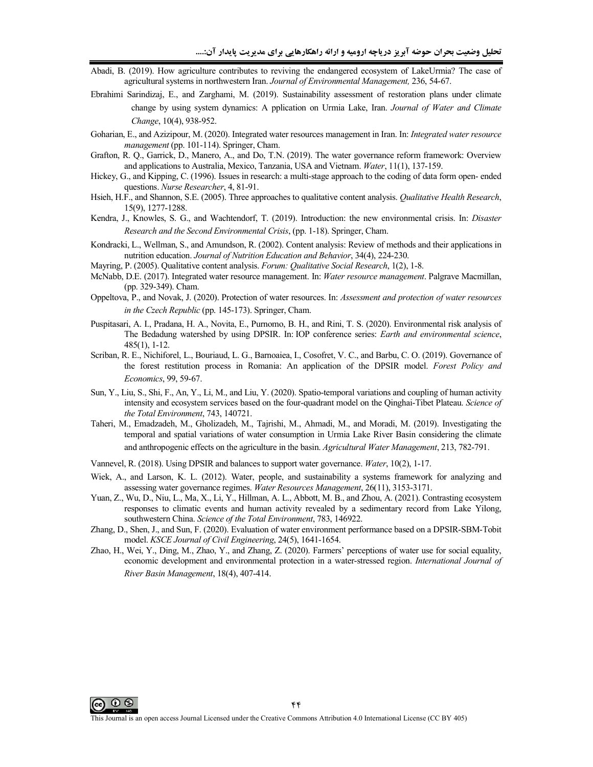Abadi, B. (2019). How agriculture contributes to reviving the endangered ecosystem of LakeUrmia? The case of agricultural systems in northwestern Iran. *Journal of Environmental Management,* 236, 54-67.

Ebrahimi Sarindizaj, E., and Zarghami, M. (2019). Sustainability assessment of restoration plans under climate change by using system dynamics: A pplication on Urmia Lake, Iran. *Journal of Water and Climate Change*, 10(4), 938-952.

Goharian, E., and Azizipour, M. (2020). Integrated water resources management in Iran. In: *Integrated water resource management* (pp. 101-114). Springer, Cham.

Grafton, R. Q., Garrick, D., Manero, A., and Do, T.N. (2019). The water governance reform framework: Overview and applications to Australia, Mexico, Tanzania, USA and Vietnam. *Water*, 11(1), 137-159.

Hickey, G., and Kipping, C. (1996). Issues in research: a multi-stage approach to the coding of data form open- ended questions. *Nurse Researcher*, 4, 81-91.

Hsieh, H.F., and Shannon, S.E. (2005). Three approaches to qualitative content analysis. *Qualitative Health Research*, 15(9), 1277-1288.

Kendra, J., Knowles, S. G., and Wachtendorf, T. (2019). Introduction: the new environmental crisis. In: *Disaster Research and the Second Environmental Crisis*, (pp. 1-18). Springer, Cham.

Kondracki, L., Wellman, S., and Amundson, R. (2002). Content analysis: Review of methods and their applications in nutrition education. *Journal of Nutrition Education and Behavior*, 34(4), 224-230.

Mayring, P. (2005). Qualitative content analysis. *Forum: Qualitative Social Research*, 1(2), 1-8.

McNabb, D.E. (2017). Integrated water resource management. In: *Water resource management*. Palgrave Macmillan, (pp. 329-349). Cham.

Oppeltova, P., and Novak, J. (2020). Protection of water resources. In: *Assessment and protection of water resources in the Czech Republic* (pp. 145-173). Springer, Cham.

Puspitasari, A. I., Pradana, H. A., Novita, E., Purnomo, B. H., and Rini, T. S. (2020). Environmental risk analysis of The Bedadung watershed by using DPSIR. In: IOP conference series: *Earth and environmental science*, 485(1), 1-12.

Scriban, R. E., Nichiforel, L., Bouriaud, L. G., Barnoaiea, I., Cosofret, V. C., and Barbu, C. O. (2019). Governance of the forest restitution process in Romania: An application of the DPSIR model. *Forest Policy and Economics*, 99, 59-67.

Sun, Y., Liu, S., Shi, F., An, Y., Li, M., and Liu, Y. (2020). Spatio-temporal variations and coupling of human activity intensity and ecosystem services based on the four-quadrant model on the Qinghai-Tibet Plateau. *Science of the Total Environment*, 743, 140721.

Taheri, M., Emadzadeh, M., Gholizadeh, M., Tajrishi, M., Ahmadi, M., and Moradi, M. (2019). Investigating the temporal and spatial variations of water consumption in Urmia Lake River Basin considering the climate and anthropogenic effects on the agriculture in the basin. *Agricultural Water Management*, 213, 782-791.

Vannevel, R. (2018). Using DPSIR and balances to support water governance. *Water*, 10(2), 1-17.

Wiek, A., and Larson, K. L. (2012). Water, people, and sustainability a systems framework for analyzing and assessing water governance regimes. *Water Resources Management*, 26(11), 3153-3171.

Yuan, Z., Wu, D., Niu, L., Ma, X., Li, Y., Hillman, A. L., Abbott, M. B., and Zhou, A. (2021). Contrasting ecosystem responses to climatic events and human activity revealed by a sedimentary record from Lake Yilong, southwestern China. *Science of the Total Environment*, 783, 146922.

Zhang, D., Shen, J., and Sun, F. (2020). Evaluation of water environment performance based on a DPSIR-SBM-Tobit model. *KSCE Journal of Civil Engineering*, 24(5), 1641-1654.

Zhao, H., Wei, Y., Ding, M., Zhao, Y., and Zhang, Z. (2020). Farmers' perceptions of water use for social equality, economic development and environmental protection in a water-stressed region. *International Journal of River Basin Management*, 18(4), 407-414.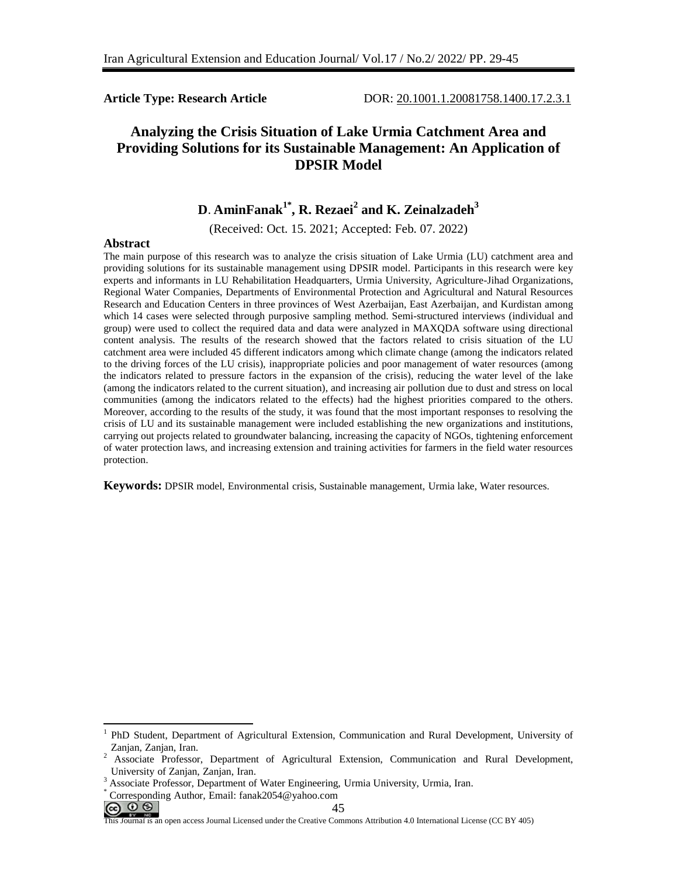**Article Type: Research Article** DOR: 20.1001.1.20081758.1400.17.2.3.1

# Analyzing the Crisis Situation of Lake Urmia Catchment Area and Providing Solutions for its Sustainable Management: An Application of DPSIR Model

**D. AminFanak[1*], R. Rezaei[2] and K. Zeinalzadeh[3]**

(Received: Oct. 15. 2021; Accepted: Feb. 07. 2022)

## Abstract

The main purpose of this research was to analyze the crisis situation of Lake Urmia (LU) catchment area and providing solutions for its sustainable management using DPSIR model. Participants in this research were key experts and informants in LU Rehabilitation Headquarters, Urmia University, Agriculture-Jihad Organizations, Regional Water Companies, Departments of Environmental Protection and Agricultural and Natural Resources Research and Education Centers in three provinces of West Azerbaijan, East Azerbaijan, and Kurdistan among which 14 cases were selected through purposive sampling method. Semi-structured interviews (individual and group) were used to collect the required data and data were analyzed in MAXQDA software using directional content analysis. The results of the research showed that the factors related to crisis situation of the LU catchment area were included 45 different indicators among which climate change (among the indicators related to the driving forces of the LU crisis), inappropriate policies and poor management of water resources (among the indicators related to pressure factors in the expansion of the crisis), reducing the water level of the lake (among the indicators related to the current situation), and increasing air pollution due to dust and stress on local communities (among the indicators related to the effects) had the highest priorities compared to the others. Moreover, according to the results of the study, it was found that the most important responses to resolving the crisis of LU and its sustainable management were included establishing the new organizations and institutions, carrying out projects related to groundwater balancing, increasing the capacity of NGOs, tightening enforcement of water protection laws, and increasing extension and training activities for farmers in the field water resources protection.

**Keywords:** DPSIR model, Environmental crisis, Sustainable management, Urmia lake, Water resources.

---

[1] PhD Student, Department of Agricultural Extension, Communication and Rural Development, University of Zanjan, Zanjan, Iran.

[2] Associate Professor, Department of Agricultural Extension, Communication and Rural Development, University of Zanjan, Zanjan, Iran.

[3] Associate Professor, Department of Water Engineering, Urmia University, Urmia, Iran.

[*] Corresponding Author, Email: fanak2054@yahoo.com

This Journal is an open access Journal Licensed under the Creative Commons Attribution 4.0 International License (CC BY 405)